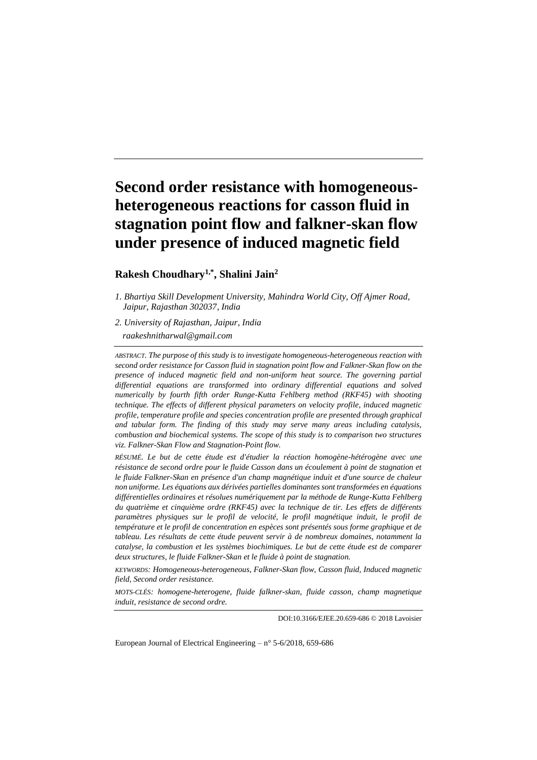# Second order resistance with homogeneous-heterogeneous reactions for casson fluid in stagnation point flow and falkner-skan flow under presence of induced magnetic field

**Rakesh Choudhary[1,*], Shalini Jain[2]**

*1. Bhartiya Skill Development University, Mahindra World City, Off Ajmer Road, Jaipur, Rajasthan 302037, India*

*2. University of Rajasthan, Jaipur, India*

*raakeshnitharwal@gmail.com*

*ABSTRACT. The purpose of this study is to investigate homogeneous-heterogeneous reaction with second order resistance for Casson fluid in stagnation point flow and Falkner-Skan flow on the presence of induced magnetic field and non-uniform heat source. The governing partial differential equations are transformed into ordinary differential equations and solved numerically by fourth fifth order Runge-Kutta Fehlberg method (RKF45) with shooting technique. The effects of different physical parameters on velocity profile, induced magnetic profile, temperature profile and species concentration profile are presented through graphical and tabular form. The finding of this study may serve many areas including catalysis, combustion and biochemical systems. The scope of this study is to comparison two structures viz. Falkner-Skan Flow and Stagnation-Point flow.*

*RÉSUMÉ. Le but de cette étude est d'étudier la réaction homogène-hétérogène avec une résistance de second ordre pour le fluide Casson dans un écoulement à point de stagnation et le fluide Falkner-Skan en présence d'un champ magnétique induit et d'une source de chaleur non uniforme. Les équations aux dérivées partielles dominantes sont transformées en équations différentielles ordinaires et résolues numériquement par la méthode de Runge-Kutta Fehlberg du quatrième et cinquième ordre (RKF45) avec la technique de tir. Les effets de différents paramètres physiques sur le profil de velocité, le profil magnétique induit, le profil de température et le profil de concentration en espèces sont présentés sous forme graphique et de tableau. Les résultats de cette étude peuvent servir à de nombreux domaines, notamment la catalyse, la combustion et les systèmes biochimiques. Le but de cette étude est de comparer deux structures, le fluide Falkner-Skan et le fluide à point de stagnation.*

*KEYWORDS: Homogeneous-heterogeneous, Falkner-Skan flow, Casson fluid, Induced magnetic field, Second order resistance.*

*MOTS-CLÉS: homogene-heterogene, fluide falkner-skan, fluide casson, champ magnetique induit, resistance de second ordre.*

DOI:10.3166/EJEE.20.659-686 © 2018 Lavoisier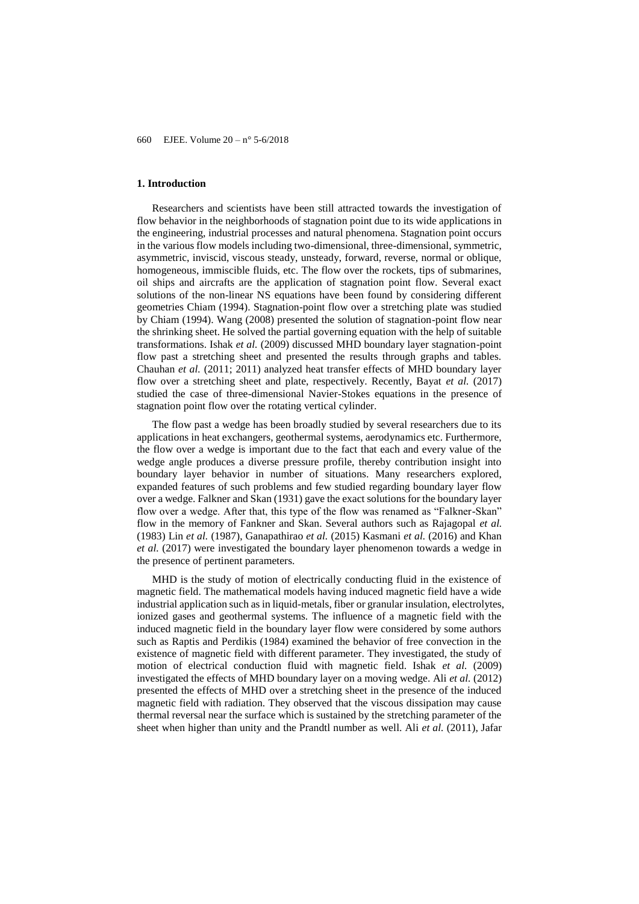## 1. Introduction

Researchers and scientists have been still attracted towards the investigation of flow behavior in the neighborhoods of stagnation point due to its wide applications in the engineering, industrial processes and natural phenomena. Stagnation point occurs in the various flow models including two-dimensional, three-dimensional, symmetric, asymmetric, inviscid, viscous steady, unsteady, forward, reverse, normal or oblique, homogeneous, immiscible fluids, etc. The flow over the rockets, tips of submarines, oil ships and aircrafts are the application of stagnation point flow. Several exact solutions of the non-linear NS equations have been found by considering different geometries Chiam (1994). Stagnation-point flow over a stretching plate was studied by Chiam (1994). Wang (2008) presented the solution of stagnation-point flow near the shrinking sheet. He solved the partial governing equation with the help of suitable transformations. Ishak *et al.* (2009) discussed MHD boundary layer stagnation-point flow past a stretching sheet and presented the results through graphs and tables. Chauhan *et al.* (2011; 2011) analyzed heat transfer effects of MHD boundary layer flow over a stretching sheet and plate, respectively. Recently, Bayat *et al.* (2017) studied the case of three-dimensional Navier-Stokes equations in the presence of stagnation point flow over the rotating vertical cylinder.

The flow past a wedge has been broadly studied by several researchers due to its applications in heat exchangers, geothermal systems, aerodynamics etc. Furthermore, the flow over a wedge is important due to the fact that each and every value of the wedge angle produces a diverse pressure profile, thereby contribution insight into boundary layer behavior in number of situations. Many researchers explored, expanded features of such problems and few studied regarding boundary layer flow over a wedge. Falkner and Skan (1931) gave the exact solutions for the boundary layer flow over a wedge. After that, this type of the flow was renamed as "Falkner-Skan" flow in the memory of Fankner and Skan. Several authors such as Rajagopal *et al.* (1983) Lin *et al.* (1987), Ganapathirao *et al.* (2015) Kasmani *et al.* (2016) and Khan *et al.* (2017) were investigated the boundary layer phenomenon towards a wedge in the presence of pertinent parameters.

MHD is the study of motion of electrically conducting fluid in the existence of magnetic field. The mathematical models having induced magnetic field have a wide industrial application such as in liquid-metals, fiber or granular insulation, electrolytes, ionized gases and geothermal systems. The influence of a magnetic field with the induced magnetic field in the boundary layer flow were considered by some authors such as Raptis and Perdikis (1984) examined the behavior of free convection in the existence of magnetic field with different parameter. They investigated, the study of motion of electrical conduction fluid with magnetic field. Ishak *et al.* (2009) investigated the effects of MHD boundary layer on a moving wedge. Ali *et al.* (2012) presented the effects of MHD over a stretching sheet in the presence of the induced magnetic field with radiation. They observed that the viscous dissipation may cause thermal reversal near the surface which is sustained by the stretching parameter of the sheet when higher than unity and the Prandtl number as well. Ali *et al.* (2011), Jafar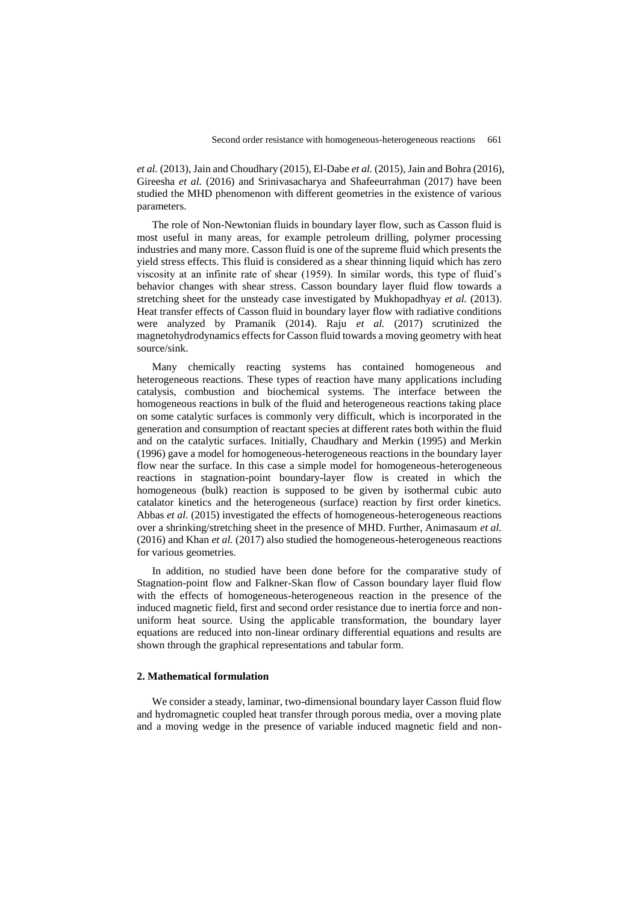*et al.* (2013), Jain and Choudhary (2015), El-Dabe *et al.* (2015), Jain and Bohra (2016), Gireesha *et al.* (2016) and Srinivasacharya and Shafeeurrahman (2017) have been studied the MHD phenomenon with different geometries in the existence of various parameters.

The role of Non-Newtonian fluids in boundary layer flow, such as Casson fluid is most useful in many areas, for example petroleum drilling, polymer processing industries and many more. Casson fluid is one of the supreme fluid which presents the yield stress effects. This fluid is considered as a shear thinning liquid which has zero viscosity at an infinite rate of shear (1959). In similar words, this type of fluid's behavior changes with shear stress. Casson boundary layer fluid flow towards a stretching sheet for the unsteady case investigated by Mukhopadhyay *et al.* (2013). Heat transfer effects of Casson fluid in boundary layer flow with radiative conditions were analyzed by Pramanik (2014). Raju *et al.* (2017) scrutinized the magnetohydrodynamics effects for Casson fluid towards a moving geometry with heat source/sink.

Many chemically reacting systems has contained homogeneous and heterogeneous reactions. These types of reaction have many applications including catalysis, combustion and biochemical systems. The interface between the homogeneous reactions in bulk of the fluid and heterogeneous reactions taking place on some catalytic surfaces is commonly very difficult, which is incorporated in the generation and consumption of reactant species at different rates both within the fluid and on the catalytic surfaces. Initially, Chaudhary and Merkin (1995) and Merkin (1996) gave a model for homogeneous-heterogeneous reactions in the boundary layer flow near the surface. In this case a simple model for homogeneous-heterogeneous reactions in stagnation-point boundary-layer flow is created in which the homogeneous (bulk) reaction is supposed to be given by isothermal cubic auto catalator kinetics and the heterogeneous (surface) reaction by first order kinetics. Abbas *et al.* (2015) investigated the effects of homogeneous-heterogeneous reactions over a shrinking/stretching sheet in the presence of MHD. Further, Animasaum *et al.* (2016) and Khan *et al.* (2017) also studied the homogeneous-heterogeneous reactions for various geometries.

In addition, no studied have been done before for the comparative study of Stagnation-point flow and Falkner-Skan flow of Casson boundary layer fluid flow with the effects of homogeneous-heterogeneous reaction in the presence of the induced magnetic field, first and second order resistance due to inertia force and non-uniform heat source. Using the applicable transformation, the boundary layer equations are reduced into non-linear ordinary differential equations and results are shown through the graphical representations and tabular form.

## 2. Mathematical formulation

We consider a steady, laminar, two-dimensional boundary layer Casson fluid flow and hydromagnetic coupled heat transfer through porous media, over a moving plate and a moving wedge in the presence of variable induced magnetic field and non-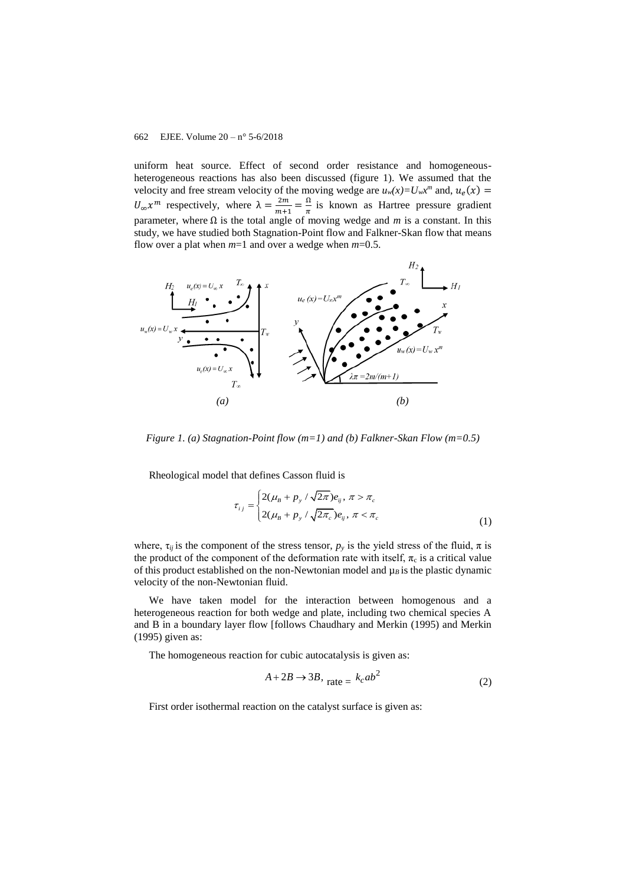uniform heat source. Effect of second order resistance and homogeneous-heterogeneous reactions has also been discussed (figure 1). We assumed that the velocity and free stream velocity of the moving wedge are $u_w(x)=U_w x^m$ and, $u_e(x) = U_\infty x^m$ respectively, where $\lambda = \frac{2m}{m+1} = \frac{\Omega}{\pi}$ is known as Hartree pressure gradient parameter, where $\Omega$ is the total angle of moving wedge and $m$ is a constant. In this study, we have studied both Stagnation-Point flow and Falkner-Skan flow that means flow over a plat when $m$=1 and over a wedge when $m$=0.5.

*Figure 1. (a) Stagnation-Point flow (m=1) and (b) Falkner-Skan Flow (m=0.5)*

Rheological model that defines Casson fluid is

$$\tau_{ij} = \begin{cases} 2(\mu_B + p_y / \sqrt{2\pi}) e_{ij}, \; \pi > \pi_c \\ 2(\mu_B + p_y / \sqrt{2\pi_c}) e_{ij}, \; \pi < \pi_c \end{cases} \tag{1}$$

where, $\tau_{ij}$ is the component of the stress tensor, $p_y$ is the yield stress of the fluid, $\pi$ is the product of the component of the deformation rate with itself, $\pi_c$ is a critical value of this product established on the non-Newtonian model and $\mu_B$ is the plastic dynamic velocity of the non-Newtonian fluid.

We have taken model for the interaction between homogenous and a heterogeneous reaction for both wedge and plate, including two chemical species A and B in a boundary layer flow [follows Chaudhary and Merkin (1995) and Merkin (1995) given as:

The homogeneous reaction for cubic autocatalysis is given as:

$$A + 2B \rightarrow 3B, \; \text{rate} = k_c a b^2 \tag{2}$$

First order isothermal reaction on the catalyst surface is given as: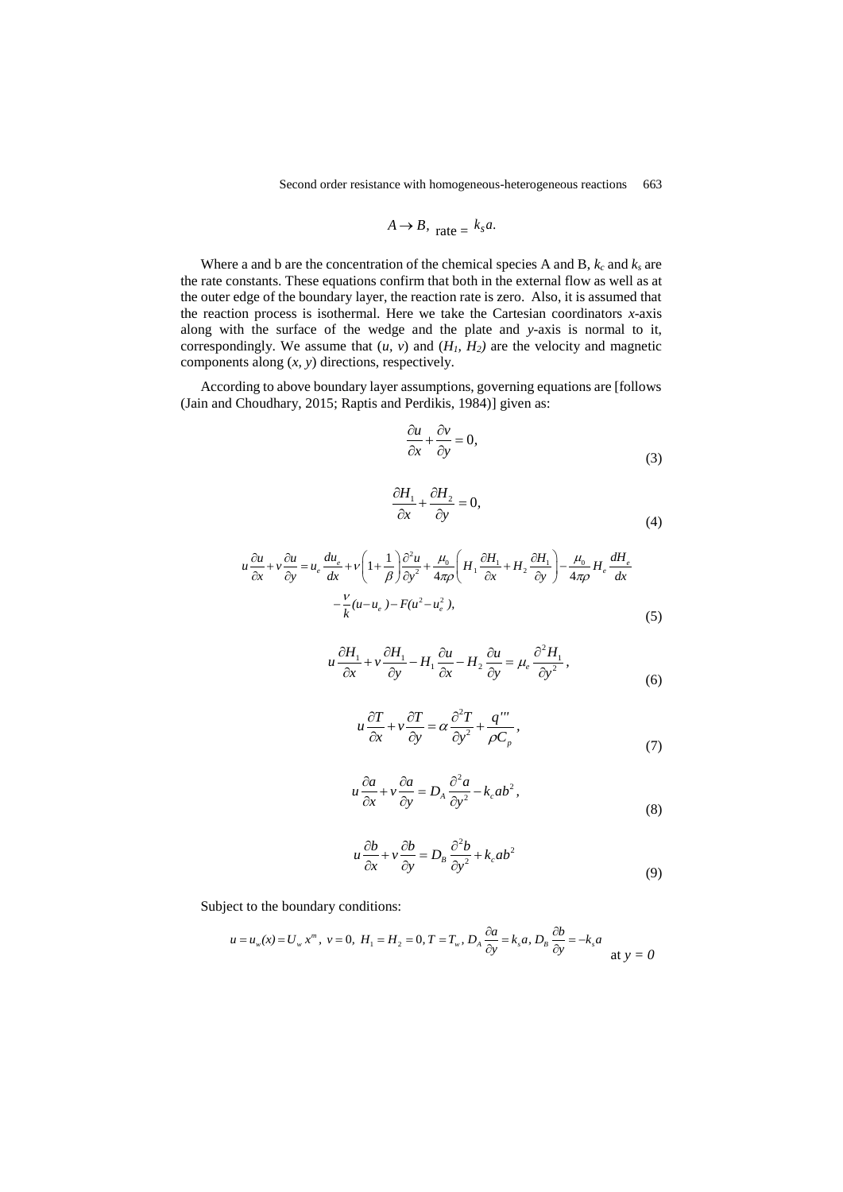$$A \to B, \ \text{rate} = k_s a.$$

Where a and b are the concentration of the chemical species A and B, $k_c$ and $k_s$ are the rate constants. These equations confirm that both in the external flow as well as at the outer edge of the boundary layer, the reaction rate is zero. Also, it is assumed that the reaction process is isothermal. Here we take the Cartesian coordinators *x*-axis along with the surface of the wedge and the plate and *y*-axis is normal to it, correspondingly. We assume that $(u, v)$ and $(H_1, H_2)$ are the velocity and magnetic components along $(x, y)$ directions, respectively.

According to above boundary layer assumptions, governing equations are [follows (Jain and Choudhary, 2015; Raptis and Perdikis, 1984)] given as:

$$\frac{\partial u}{\partial x} + \frac{\partial v}{\partial y} = 0, \tag{3}$$

$$\frac{\partial H_1}{\partial x} + \frac{\partial H_2}{\partial y} = 0, \tag{4}$$

$$u\frac{\partial u}{\partial x} + v\frac{\partial u}{\partial y} = u_e\frac{du_e}{dx} + \nu\left(1+\frac{1}{\beta}\right)\frac{\partial^2 u}{\partial y^2} + \frac{\mu_0}{4\pi\rho}\left(H_1\frac{\partial H_1}{\partial x} + H_2\frac{\partial H_1}{\partial y}\right) - \frac{\mu_0}{4\pi\rho}H_e\frac{dH_e}{dx} - \frac{\nu}{k}(u-u_e) - F(u^2-u_e^2), \tag{5}$$

$$u\frac{\partial H_1}{\partial x} + v\frac{\partial H_1}{\partial y} - H_1\frac{\partial u}{\partial x} - H_2\frac{\partial u}{\partial y} = \mu_e\frac{\partial^2 H_1}{\partial y^2}, \tag{6}$$

$$u\frac{\partial T}{\partial x} + v\frac{\partial T}{\partial y} = \alpha\frac{\partial^2 T}{\partial y^2} + \frac{q'''}{\rho C_p}, \tag{7}$$

$$u\frac{\partial a}{\partial x} + v\frac{\partial a}{\partial y} = D_A\frac{\partial^2 a}{\partial y^2} - k_c a b^2, \tag{8}$$

$$u\frac{\partial b}{\partial x} + v\frac{\partial b}{\partial y} = D_B\frac{\partial^2 b}{\partial y^2} + k_c a b^2 \tag{9}$$

Subject to the boundary conditions:

$$u = u_w(x) = U_w x^m, \ v = 0, \ H_1 = H_2 = 0, T = T_w, D_A\frac{\partial a}{\partial y} = k_s a, D_B\frac{\partial b}{\partial y} = -k_s a \quad \text{at } y = 0$$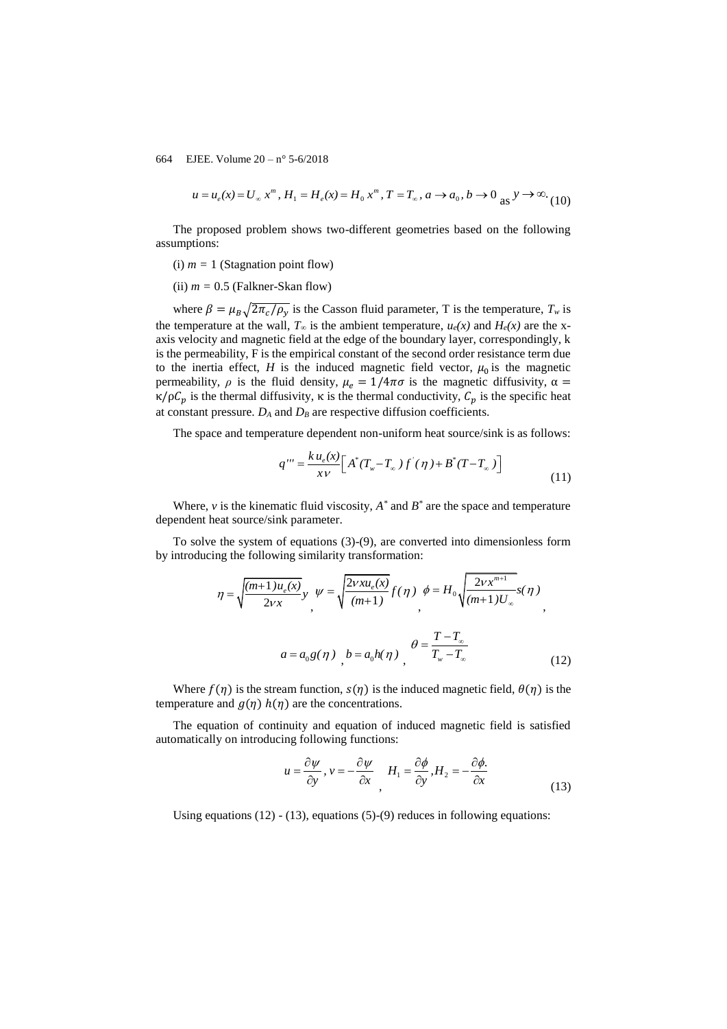$$u = u_e(x) = U_\infty x^m,\ H_1 = H_e(x) = H_0 x^m,\ T = T_\infty,\ a \to a_0,\ b \to 0 \text{ as } y \to \infty. \tag{10}$$

The proposed problem shows two-different geometries based on the following assumptions:

(i) $m = 1$ (Stagnation point flow)

(ii) $m = 0.5$ (Falkner-Skan flow)

where $\beta = \mu_B\sqrt{2\pi_c/\rho_y}$ is the Casson fluid parameter, T is the temperature, $T_w$ is the temperature at the wall, $T_\infty$ is the ambient temperature, $u_e(x)$ and $H_e(x)$ are the x-axis velocity and magnetic field at the edge of the boundary layer, correspondingly, k is the permeability, F is the empirical constant of the second order resistance term due to the inertia effect, $H$ is the induced magnetic field vector, $\mu_0$ is the magnetic permeability, $\rho$ is the fluid density, $\mu_e = 1/4\pi\sigma$ is the magnetic diffusivity, $\alpha = \kappa/\rho C_p$ is the thermal diffusivity, $\kappa$ is the thermal conductivity, $C_p$ is the specific heat at constant pressure. $D_A$ and $D_B$ are respective diffusion coefficients.

The space and temperature dependent non-uniform heat source/sink is as follows:

$$q''' = \frac{k\,u_e(x)}{x\nu}\left[A^*(T_w - T_\infty)\,f'(\eta) + B^*(T - T_\infty)\right] \tag{11}$$

Where, $v$ is the kinematic fluid viscosity, $A^*$ and $B^*$ are the space and temperature dependent heat source/sink parameter.

To solve the system of equations (3)-(9), are converted into dimensionless form by introducing the following similarity transformation:

$$\eta = \sqrt{\frac{(m+1)u_e(x)}{2\nu x}}\,y,\quad \psi = \sqrt{\frac{2\nu x u_e(x)}{(m+1)}}\,f(\eta),\quad \phi = H_0\sqrt{\frac{2\nu x^{m+1}}{(m+1)U_\infty}}\,s(\eta),$$

$$a = a_0 g(\eta),\quad b = a_0 h(\eta),\quad \theta = \frac{T - T_\infty}{T_w - T_\infty} \tag{12}$$

Where $f(\eta)$ is the stream function, $s(\eta)$ is the induced magnetic field, $\theta(\eta)$ is the temperature and $g(\eta)$ $h(\eta)$ are the concentrations.

The equation of continuity and equation of induced magnetic field is satisfied automatically on introducing following functions:

$$u = \frac{\partial \psi}{\partial y},\ v = -\frac{\partial \psi}{\partial x},\quad H_1 = \frac{\partial \phi}{\partial y},\ H_2 = -\frac{\partial \phi}{\partial x}. \tag{13}$$

Using equations (12) - (13), equations (5)-(9) reduces in following equations: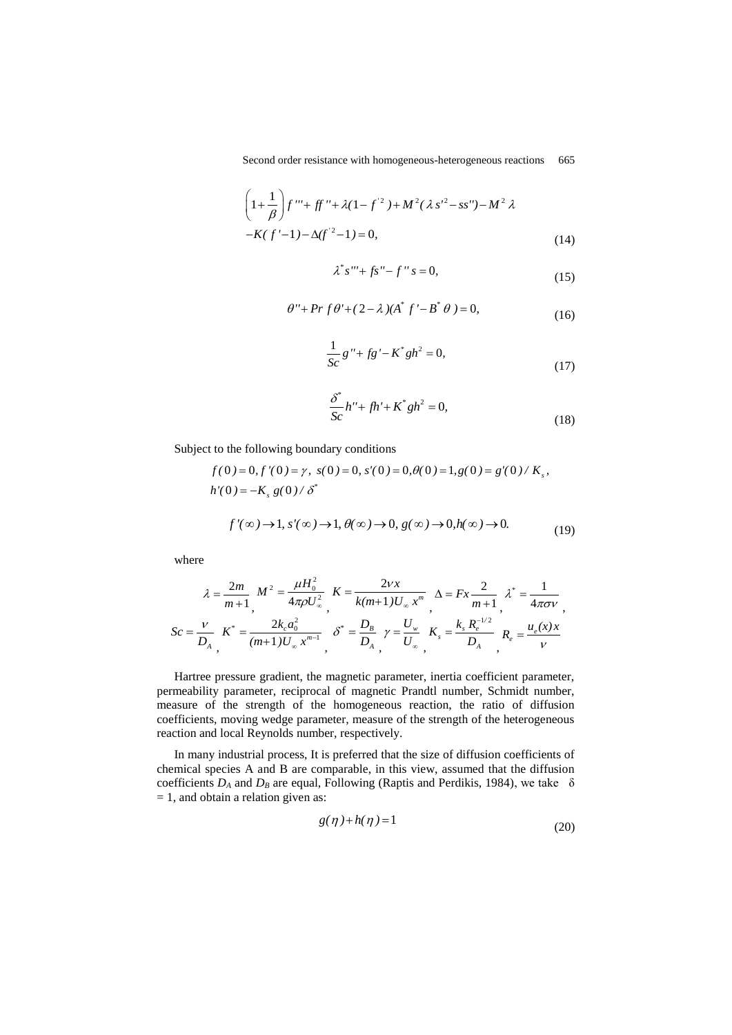$$\left(1+\frac{1}{\beta}\right)f'''+ff''+\lambda(1-f'^2)+M^2(\lambda s'^2-ss'')-M^2\lambda$$
$$-K(f'-1)-\Delta(f'^2-1)=0, \tag{14}$$

$$\lambda^* s'''+fs''-f''s=0, \tag{15}$$

$$\theta''+Pr\, f\theta'+(2-\lambda)(A^* f'-B^*\theta)=0, \tag{16}$$

$$\frac{1}{Sc}g''+fg'-K^* gh^2=0, \tag{17}$$

$$\frac{\delta^*}{Sc}h''+fh'+K^* gh^2=0, \tag{18}$$

Subject to the following boundary conditions

$$f(0)=0, f'(0)=\gamma,\ s(0)=0, s'(0)=0, \theta(0)=1, g(0)=g'(0)/K_s,$$
$$h'(0)=-K_s\, g(0)/\delta^*$$

$$f'(\infty)\to 1, s'(\infty)\to 1, \theta(\infty)\to 0, g(\infty)\to 0, h(\infty)\to 0. \tag{19}$$

where

$$\lambda=\frac{2m}{m+1},\ M^2=\frac{\mu H_0^2}{4\pi\rho U_\infty^2},\ K=\frac{2\nu x}{k(m+1)U_\infty x^m},\ \Delta=Fx\frac{2}{m+1},\ \lambda^*=\frac{1}{4\pi\sigma\nu},$$
$$Sc=\frac{\nu}{D_A},\ K^*=\frac{2k_c a_0^2}{(m+1)U_\infty x^{m-1}},\ \delta^*=\frac{D_B}{D_A},\ \gamma=\frac{U_w}{U_\infty},\ K_s=\frac{k_s R_e^{-1/2}}{D_A},\ R_e=\frac{u_e(x)x}{\nu}$$

Hartree pressure gradient, the magnetic parameter, inertia coefficient parameter, permeability parameter, reciprocal of magnetic Prandtl number, Schmidt number, measure of the strength of the homogeneous reaction, the ratio of diffusion coefficients, moving wedge parameter, measure of the strength of the heterogeneous reaction and local Reynolds number, respectively.

In many industrial process, It is preferred that the size of diffusion coefficients of chemical species A and B are comparable, in this view, assumed that the diffusion coefficients $D_A$ and $D_B$ are equal, Following (Raptis and Perdikis, 1984), we take $\delta = 1$, and obtain a relation given as:

$$g(\eta)+h(\eta)=1 \tag{20}$$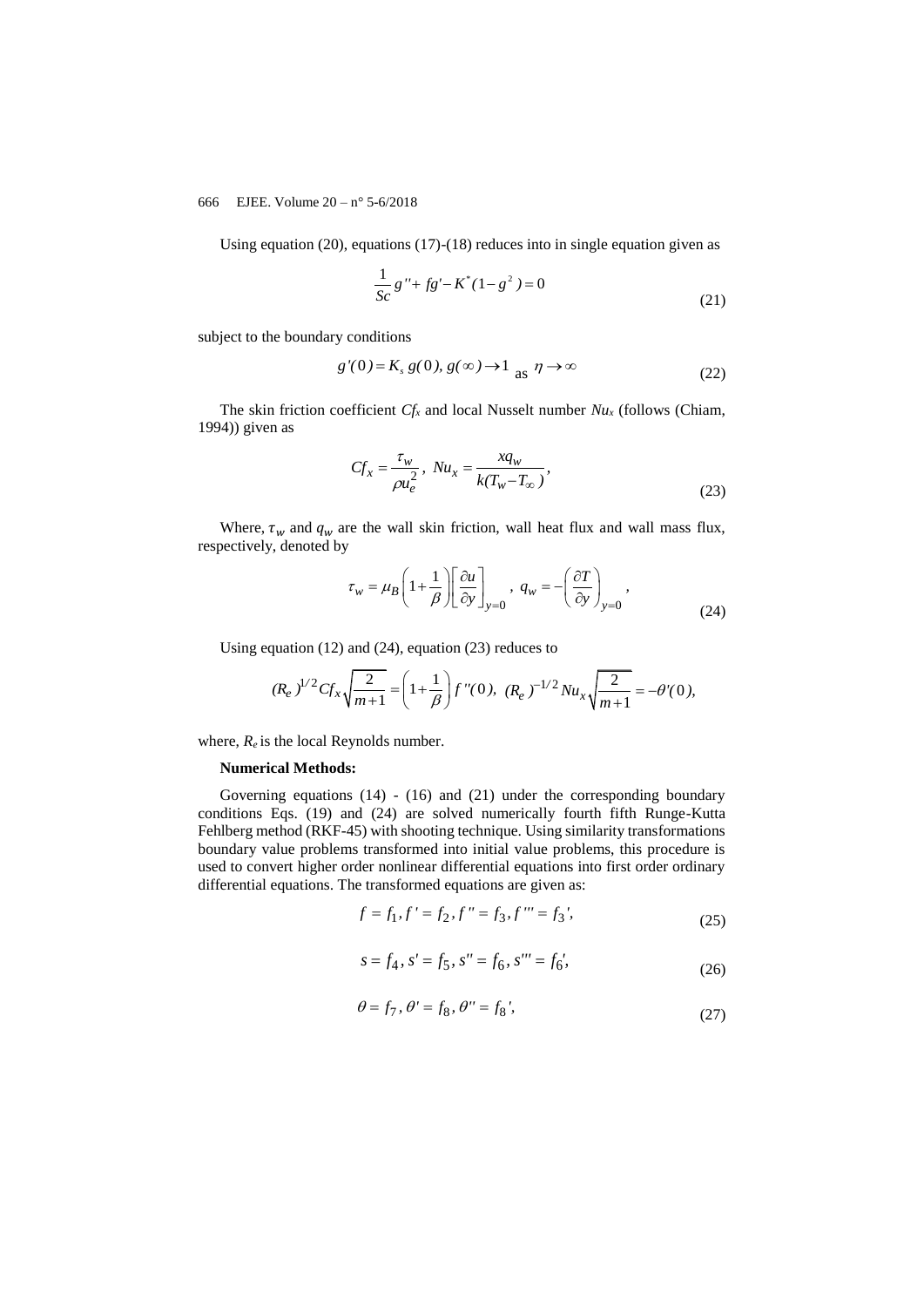Using equation (20), equations (17)-(18) reduces into in single equation given as

$$\frac{1}{Sc}g''+fg'-K^{*}(1-g^{2})=0 \tag{21}$$

subject to the boundary conditions

$$g'(0)=K_{s}\,g(0),\; g(\infty)\rightarrow 1 \text{ as } \eta\rightarrow\infty \tag{22}$$

The skin friction coefficient $Cf_x$ and local Nusselt number $Nu_x$ (follows (Chiam, 1994)) given as

$$Cf_{x}=\frac{\tau_{w}}{\rho u_{e}^{2}},\; Nu_{x}=\frac{xq_{w}}{k(T_{w}-T_{\infty})}, \tag{23}$$

Where, $\tau_w$ and $q_w$ are the wall skin friction, wall heat flux and wall mass flux, respectively, denoted by

$$\tau_{w}=\mu_{B}\left(1+\frac{1}{\beta}\right)\left[\frac{\partial u}{\partial y}\right]_{y=0},\; q_{w}=-\left(\frac{\partial T}{\partial y}\right)_{y=0}, \tag{24}$$

Using equation (12) and (24), equation (23) reduces to

$$(R_{e})^{1/2}Cf_{x}\sqrt{\frac{2}{m+1}}=\left(1+\frac{1}{\beta}\right)f''(0),\; (R_{e})^{-1/2}Nu_{x}\sqrt{\frac{2}{m+1}}=-\theta'(0),$$

where, $R_e$ is the local Reynolds number.

**Numerical Methods:**

Governing equations (14) - (16) and (21) under the corresponding boundary conditions Eqs. (19) and (24) are solved numerically fourth fifth Runge-Kutta Fehlberg method (RKF-45) with shooting technique. Using similarity transformations boundary value problems transformed into initial value problems, this procedure is used to convert higher order nonlinear differential equations into first order ordinary differential equations. The transformed equations are given as:

$$f=f_{1},\, f'=f_{2},\, f''=f_{3},\, f'''=f_{3}', \tag{25}$$

$$s=f_{4},\, s'=f_{5},\, s''=f_{6},\, s'''=f_{6}', \tag{26}$$

$$\theta=f_{7},\, \theta'=f_{8},\, \theta''=f_{8}', \tag{27}$$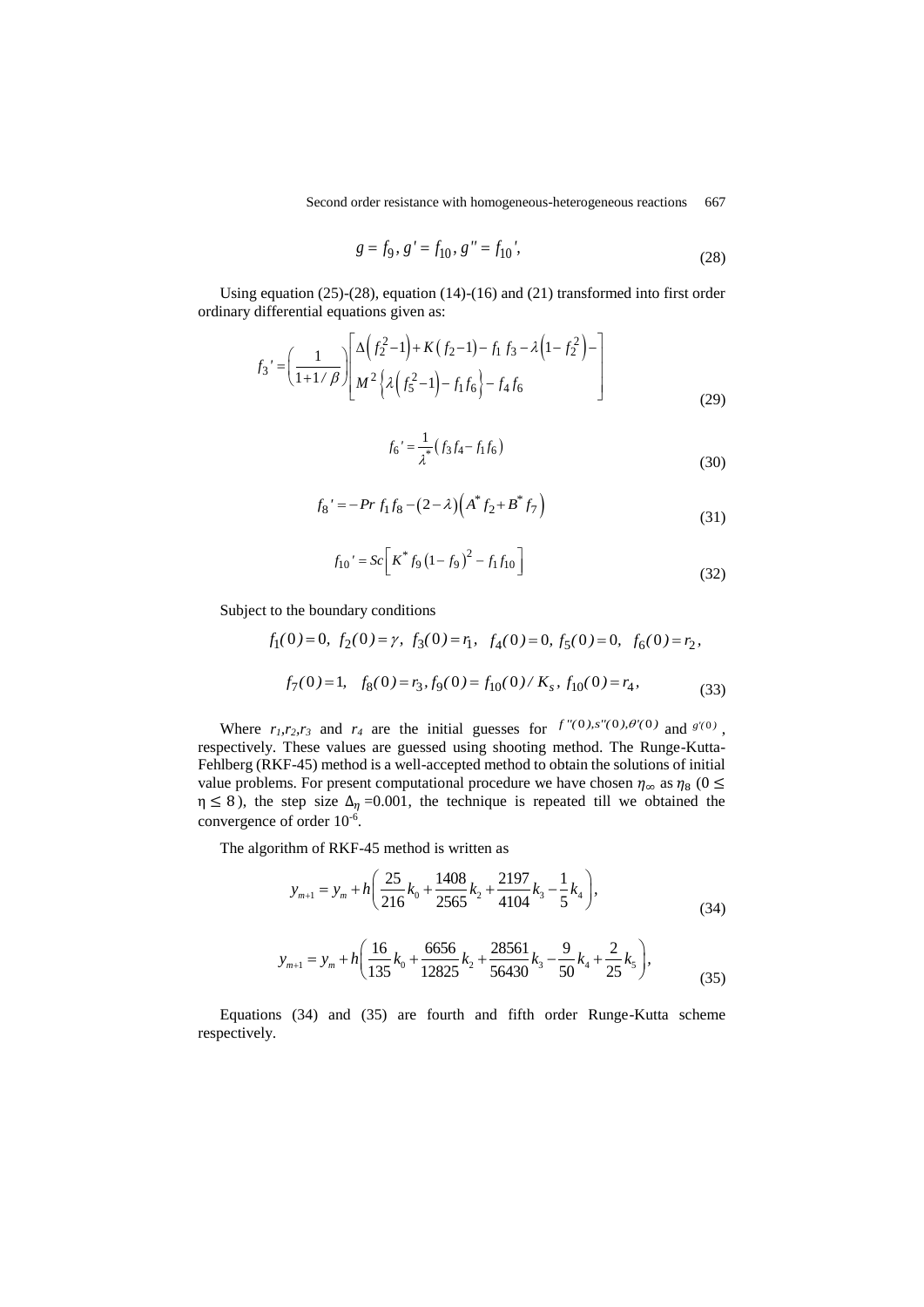$$g = f_9, g' = f_{10}, g'' = f_{10}', \tag{28}$$

Using equation (25)-(28), equation (14)-(16) and (21) transformed into first order ordinary differential equations given as:

$$f_3' = \left(\frac{1}{1+1/\beta}\right)\begin{bmatrix} \Delta\left(f_2^2-1\right)+K\left(f_2-1\right)-f_1 f_3-\lambda\left(1-f_2^2\right)- \\ M^2\left\{\lambda\left(f_5^2-1\right)-f_1 f_6\right\}-f_4 f_6 \end{bmatrix} \tag{29}$$

$$f_6' = \frac{1}{\lambda^*}\left(f_3 f_4 - f_1 f_6\right) \tag{30}$$

$$f_8' = -Pr\, f_1 f_8 - \left(2-\lambda\right)\left(A^* f_2 + B^* f_7\right) \tag{31}$$

$$f_{10}' = Sc\left[K^* f_9\left(1-f_9\right)^2 - f_1 f_{10}\right] \tag{32}$$

Subject to the boundary conditions

$$f_1(0)=0,\ f_2(0)=\gamma,\ f_3(0)=r_1,\ f_4(0)=0,\ f_5(0)=0,\ f_6(0)=r_2,$$

$$f_7(0)=1,\ \ f_8(0)=r_3, f_9(0)=f_{10}(0)/K_s,\ f_{10}(0)=r_4, \tag{33}$$

Where $r_1,r_2,r_3$ and $r_4$ are the initial guesses for $f''(0), s''(0), \theta'(0)$ and $g'(0)$, respectively. These values are guessed using shooting method. The Runge-Kutta-Fehlberg (RKF-45) method is a well-accepted method to obtain the solutions of initial value problems. For present computational procedure we have chosen $\eta_\infty$ as $\eta_8$ ($0 \leq \eta \leq 8$), the step size $\Delta_\eta = 0.001$, the technique is repeated till we obtained the convergence of order $10^{-6}$.

The algorithm of RKF-45 method is written as

$$y_{m+1} = y_m + h\left(\frac{25}{216}k_0 + \frac{1408}{2565}k_2 + \frac{2197}{4104}k_3 - \frac{1}{5}k_4\right), \tag{34}$$

$$y_{m+1} = y_m + h\left(\frac{16}{135}k_0 + \frac{6656}{12825}k_2 + \frac{28561}{56430}k_3 - \frac{9}{50}k_4 + \frac{2}{25}k_5\right), \tag{35}$$

Equations (34) and (35) are fourth and fifth order Runge-Kutta scheme respectively.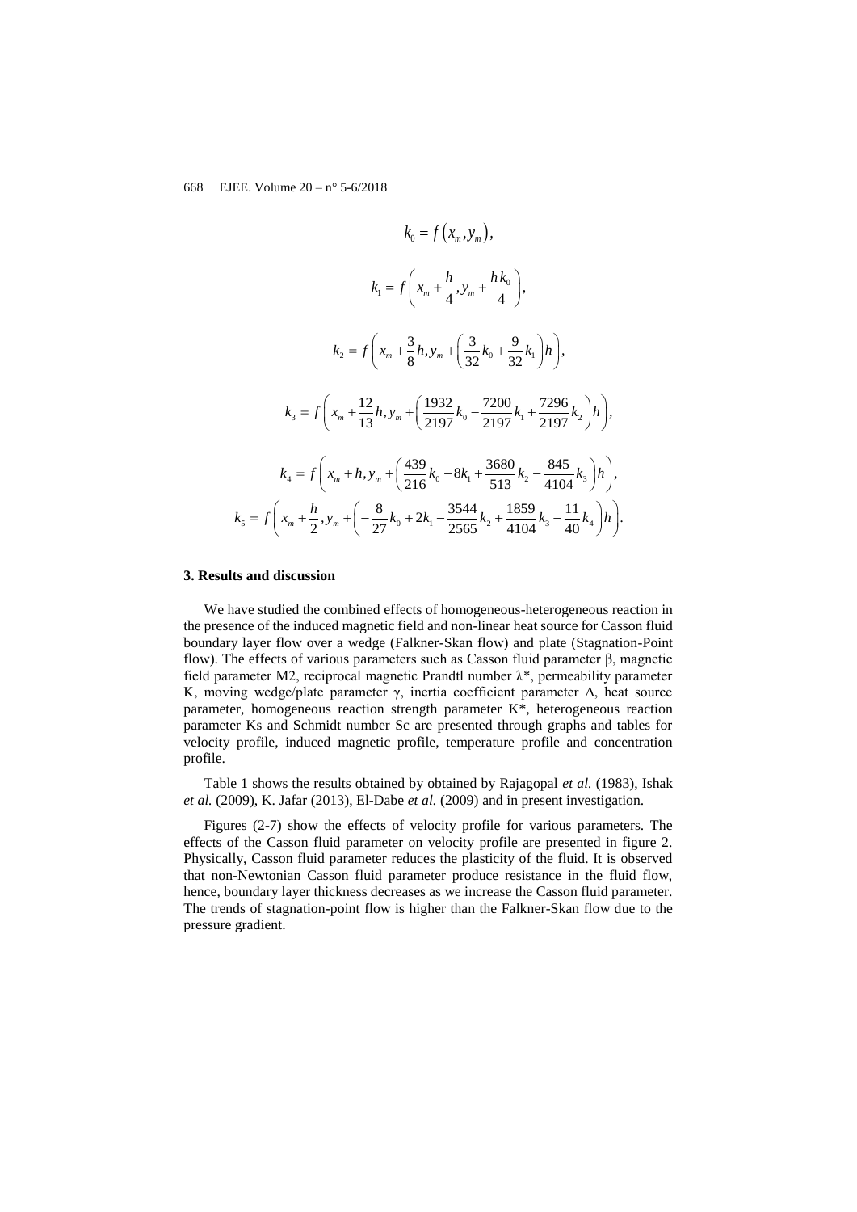$$k_0 = f\left(x_m, y_m\right),$$

$$k_1 = f\left(x_m + \frac{h}{4}, y_m + \frac{hk_0}{4}\right),$$

$$k_2 = f\left(x_m + \frac{3}{8}h, y_m + \left(\frac{3}{32}k_0 + \frac{9}{32}k_1\right)h\right),$$

$$k_3 = f\left(x_m + \frac{12}{13}h, y_m + \left(\frac{1932}{2197}k_0 - \frac{7200}{2197}k_1 + \frac{7296}{2197}k_2\right)h\right),$$

$$k_4 = f\left(x_m + h, y_m + \left(\frac{439}{216}k_0 - 8k_1 + \frac{3680}{513}k_2 - \frac{845}{4104}k_3\right)h\right),$$

$$k_5 = f\left(x_m + \frac{h}{2}, y_m + \left(-\frac{8}{27}k_0 + 2k_1 - \frac{3544}{2565}k_2 + \frac{1859}{4104}k_3 - \frac{11}{40}k_4\right)h\right).$$

## 3. Results and discussion

We have studied the combined effects of homogeneous-heterogeneous reaction in the presence of the induced magnetic field and non-linear heat source for Casson fluid boundary layer flow over a wedge (Falkner-Skan flow) and plate (Stagnation-Point flow). The effects of various parameters such as Casson fluid parameter β, magnetic field parameter M2, reciprocal magnetic Prandtl number λ*, permeability parameter K, moving wedge/plate parameter γ, inertia coefficient parameter Δ, heat source parameter, homogeneous reaction strength parameter K*, heterogeneous reaction parameter Ks and Schmidt number Sc are presented through graphs and tables for velocity profile, induced magnetic profile, temperature profile and concentration profile.

Table 1 shows the results obtained by obtained by Rajagopal *et al.* (1983), Ishak *et al.* (2009), K. Jafar (2013), El-Dabe *et al.* (2009) and in present investigation.

Figures (2-7) show the effects of velocity profile for various parameters. The effects of the Casson fluid parameter on velocity profile are presented in figure 2. Physically, Casson fluid parameter reduces the plasticity of the fluid. It is observed that non-Newtonian Casson fluid parameter produce resistance in the fluid flow, hence, boundary layer thickness decreases as we increase the Casson fluid parameter. The trends of stagnation-point flow is higher than the Falkner-Skan flow due to the pressure gradient.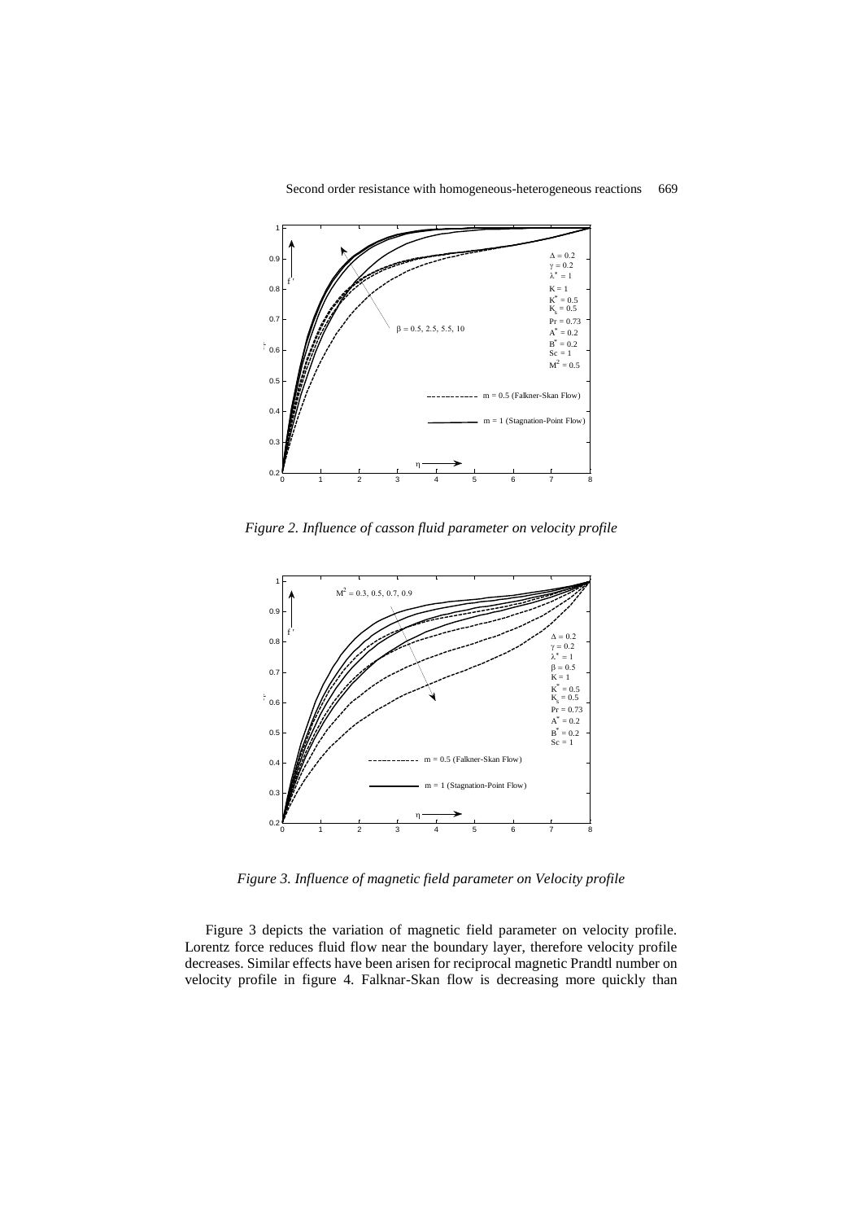*Figure 2. Influence of casson fluid parameter on velocity profile*

*Figure 3. Influence of magnetic field parameter on Velocity profile*

Figure 3 depicts the variation of magnetic field parameter on velocity profile. Lorentz force reduces fluid flow near the boundary layer, therefore velocity profile decreases. Similar effects have been arisen for reciprocal magnetic Prandtl number on velocity profile in figure 4. Falknar-Skan flow is decreasing more quickly than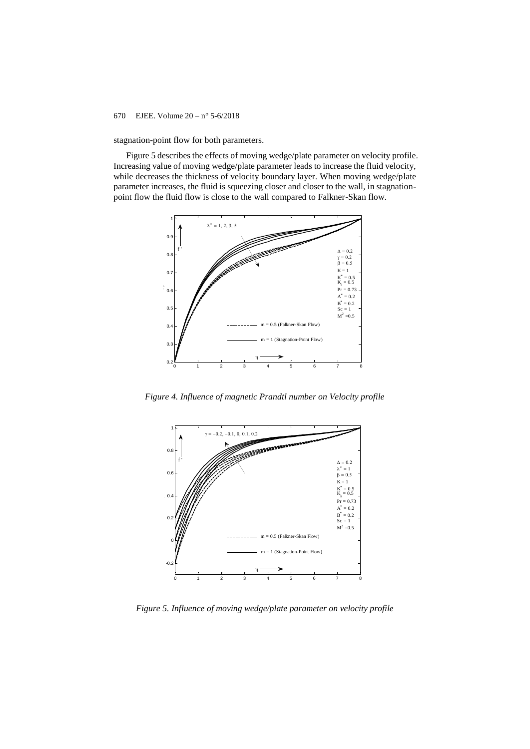stagnation-point flow for both parameters.

Figure 5 describes the effects of moving wedge/plate parameter on velocity profile. Increasing value of moving wedge/plate parameter leads to increase the fluid velocity, while decreases the thickness of velocity boundary layer. When moving wedge/plate parameter increases, the fluid is squeezing closer and closer to the wall, in stagnation-point flow the fluid flow is close to the wall compared to Falkner-Skan flow.

*Figure 4. Influence of magnetic Prandtl number on Velocity profile*

*Figure 5. Influence of moving wedge/plate parameter on velocity profile*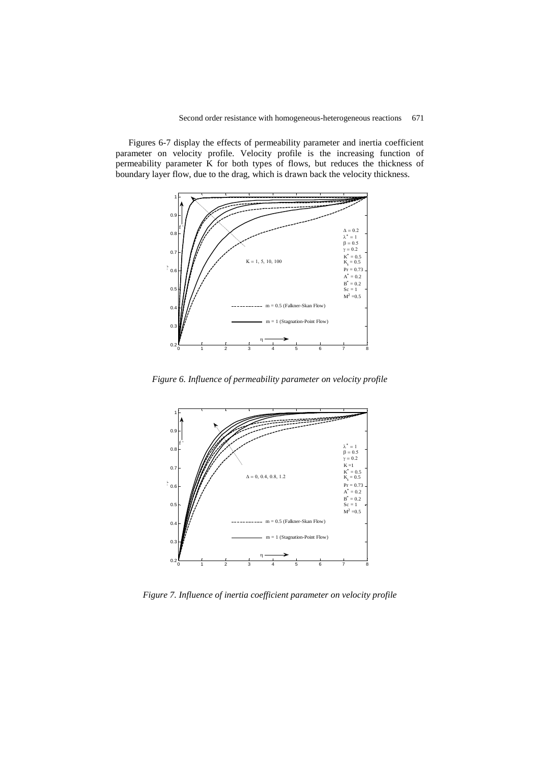Figures 6-7 display the effects of permeability parameter and inertia coefficient parameter on velocity profile. Velocity profile is the increasing function of permeability parameter K for both types of flows, but reduces the thickness of boundary layer flow, due to the drag, which is drawn back the velocity thickness.

*Figure 6. Influence of permeability parameter on velocity profile*

*Figure 7. Influence of inertia coefficient parameter on velocity profile*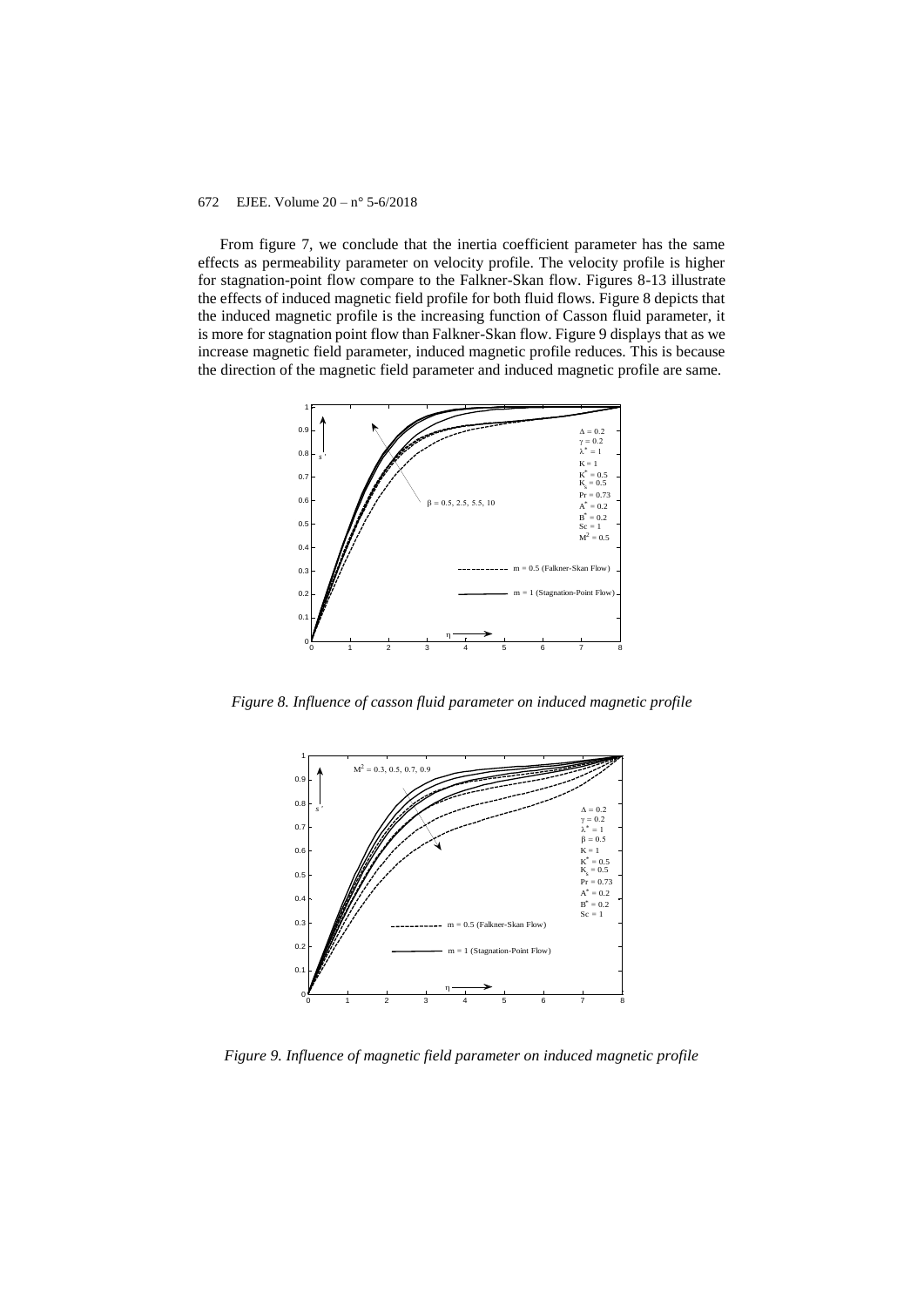From figure 7, we conclude that the inertia coefficient parameter has the same effects as permeability parameter on velocity profile. The velocity profile is higher for stagnation-point flow compare to the Falkner-Skan flow. Figures 8-13 illustrate the effects of induced magnetic field profile for both fluid flows. Figure 8 depicts that the induced magnetic profile is the increasing function of Casson fluid parameter, it is more for stagnation point flow than Falkner-Skan flow. Figure 9 displays that as we increase magnetic field parameter, induced magnetic profile reduces. This is because the direction of the magnetic field parameter and induced magnetic profile are same.

*Figure 8. Influence of casson fluid parameter on induced magnetic profile*

*Figure 9. Influence of magnetic field parameter on induced magnetic profile*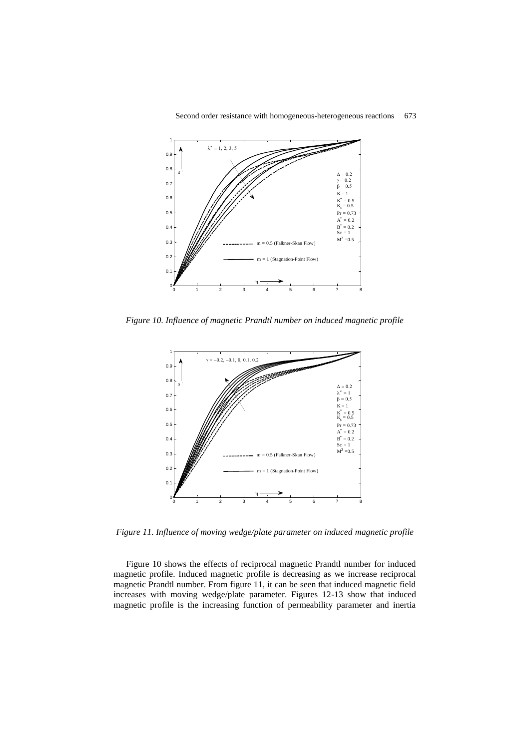*Figure 10. Influence of magnetic Prandtl number on induced magnetic profile*

*Figure 11. Influence of moving wedge/plate parameter on induced magnetic profile*

Figure 10 shows the effects of reciprocal magnetic Prandtl number for induced magnetic profile. Induced magnetic profile is decreasing as we increase reciprocal magnetic Prandtl number. From figure 11, it can be seen that induced magnetic field increases with moving wedge/plate parameter. Figures 12-13 show that induced magnetic profile is the increasing function of permeability parameter and inertia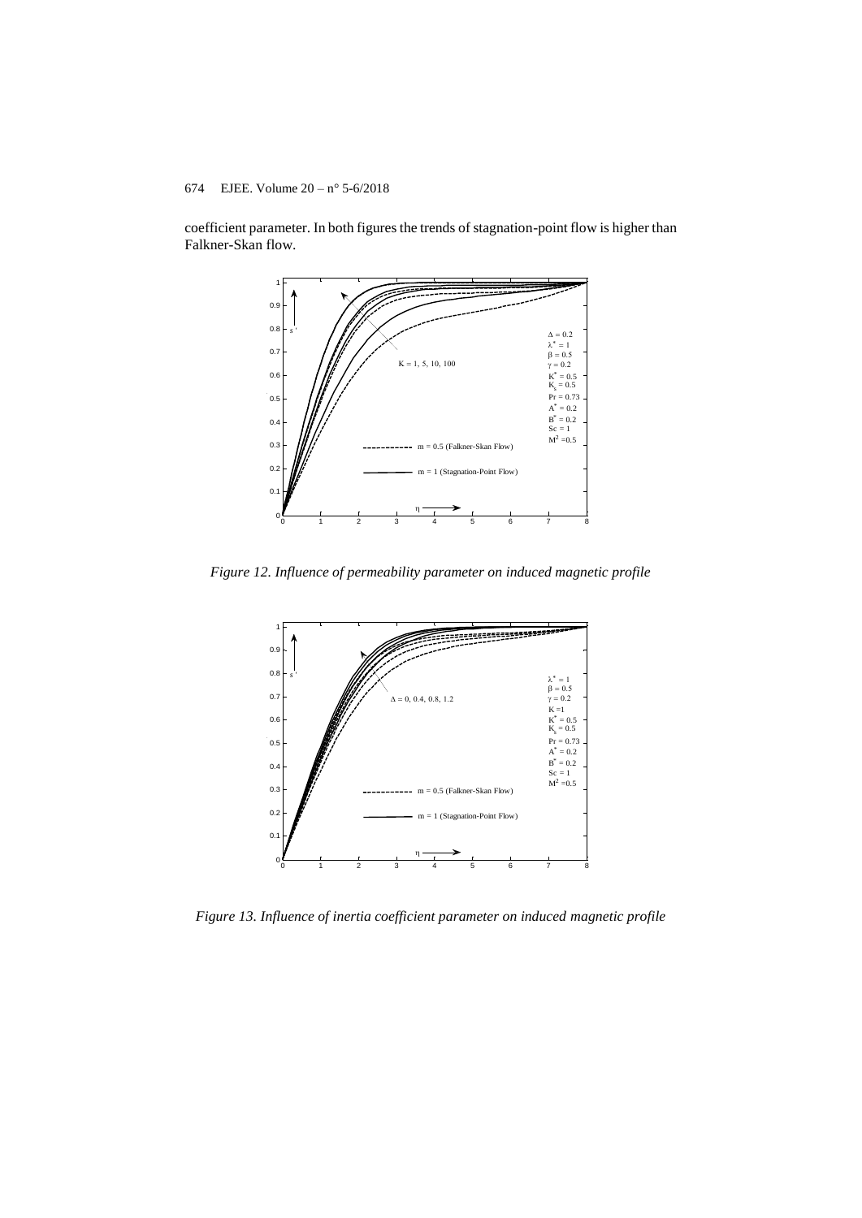coefficient parameter. In both figures the trends of stagnation-point flow is higher than Falkner-Skan flow.

*Figure 12. Influence of permeability parameter on induced magnetic profile*

*Figure 13. Influence of inertia coefficient parameter on induced magnetic profile*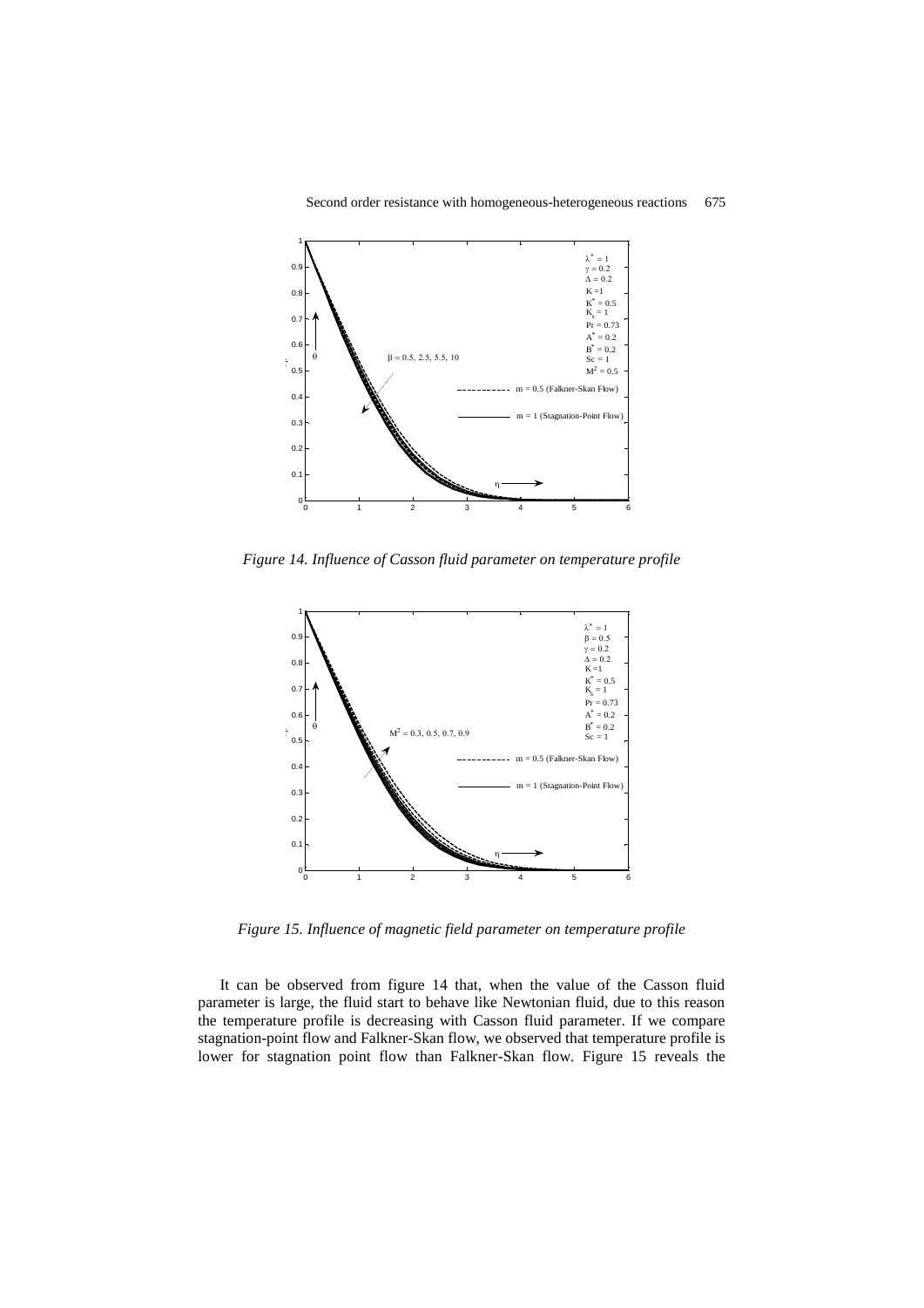*Figure 14. Influence of Casson fluid parameter on temperature profile*

*Figure 15. Influence of magnetic field parameter on temperature profile*

It can be observed from figure 14 that, when the value of the Casson fluid parameter is large, the fluid start to behave like Newtonian fluid, due to this reason the temperature profile is decreasing with Casson fluid parameter. If we compare stagnation-point flow and Falkner-Skan flow, we observed that temperature profile is lower for stagnation point flow than Falkner-Skan flow. Figure 15 reveals the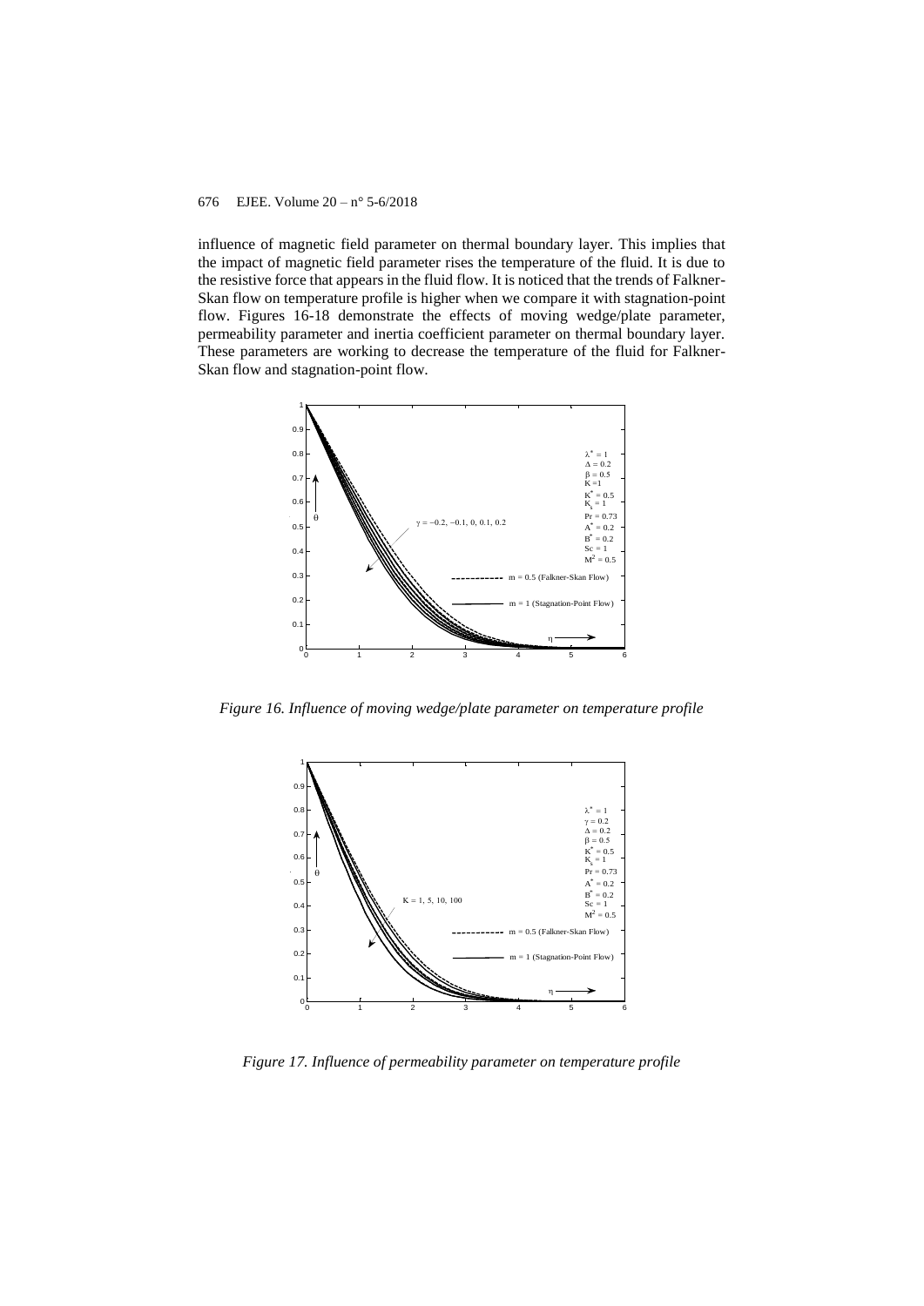influence of magnetic field parameter on thermal boundary layer. This implies that the impact of magnetic field parameter rises the temperature of the fluid. It is due to the resistive force that appears in the fluid flow. It is noticed that the trends of Falkner-Skan flow on temperature profile is higher when we compare it with stagnation-point flow. Figures 16-18 demonstrate the effects of moving wedge/plate parameter, permeability parameter and inertia coefficient parameter on thermal boundary layer. These parameters are working to decrease the temperature of the fluid for Falkner-Skan flow and stagnation-point flow.

*Figure 16. Influence of moving wedge/plate parameter on temperature profile*

*Figure 17. Influence of permeability parameter on temperature profile*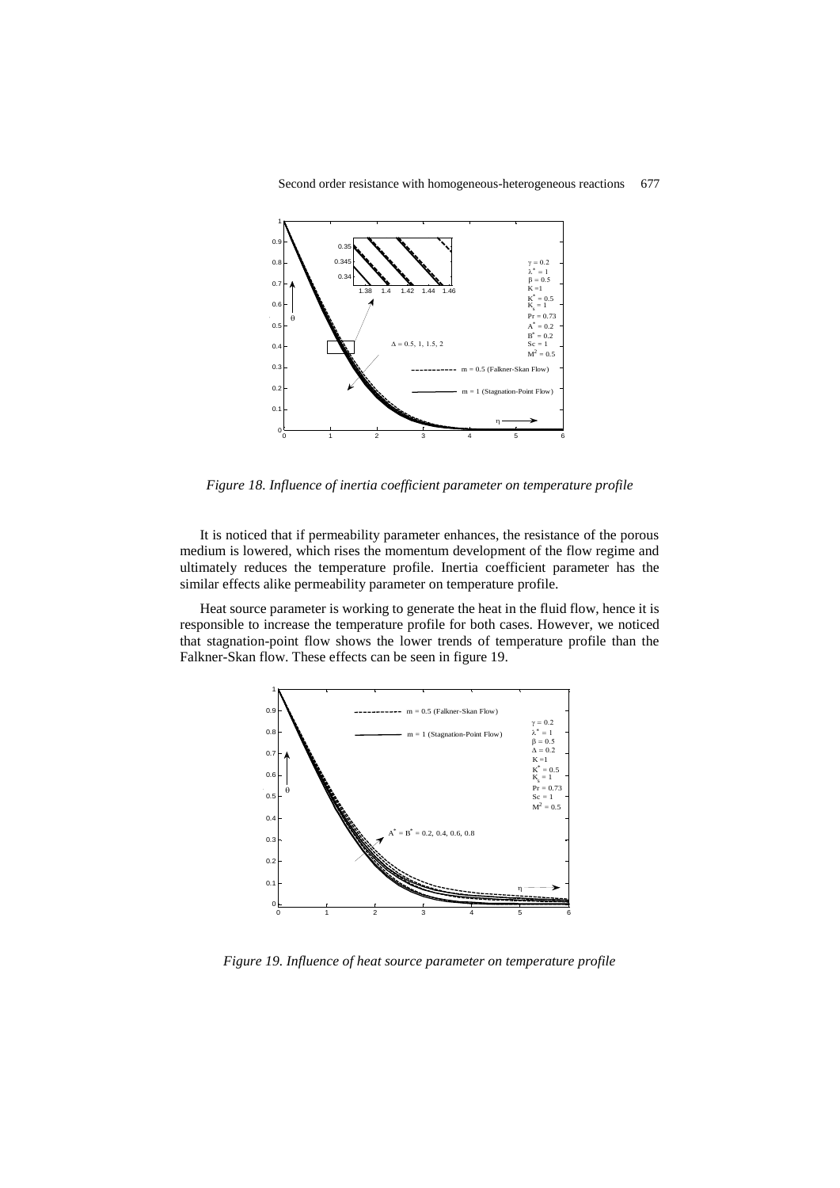*Figure 18. Influence of inertia coefficient parameter on temperature profile*

It is noticed that if permeability parameter enhances, the resistance of the porous medium is lowered, which rises the momentum development of the flow regime and ultimately reduces the temperature profile. Inertia coefficient parameter has the similar effects alike permeability parameter on temperature profile.

Heat source parameter is working to generate the heat in the fluid flow, hence it is responsible to increase the temperature profile for both cases. However, we noticed that stagnation-point flow shows the lower trends of temperature profile than the Falkner-Skan flow. These effects can be seen in figure 19.

*Figure 19. Influence of heat source parameter on temperature profile*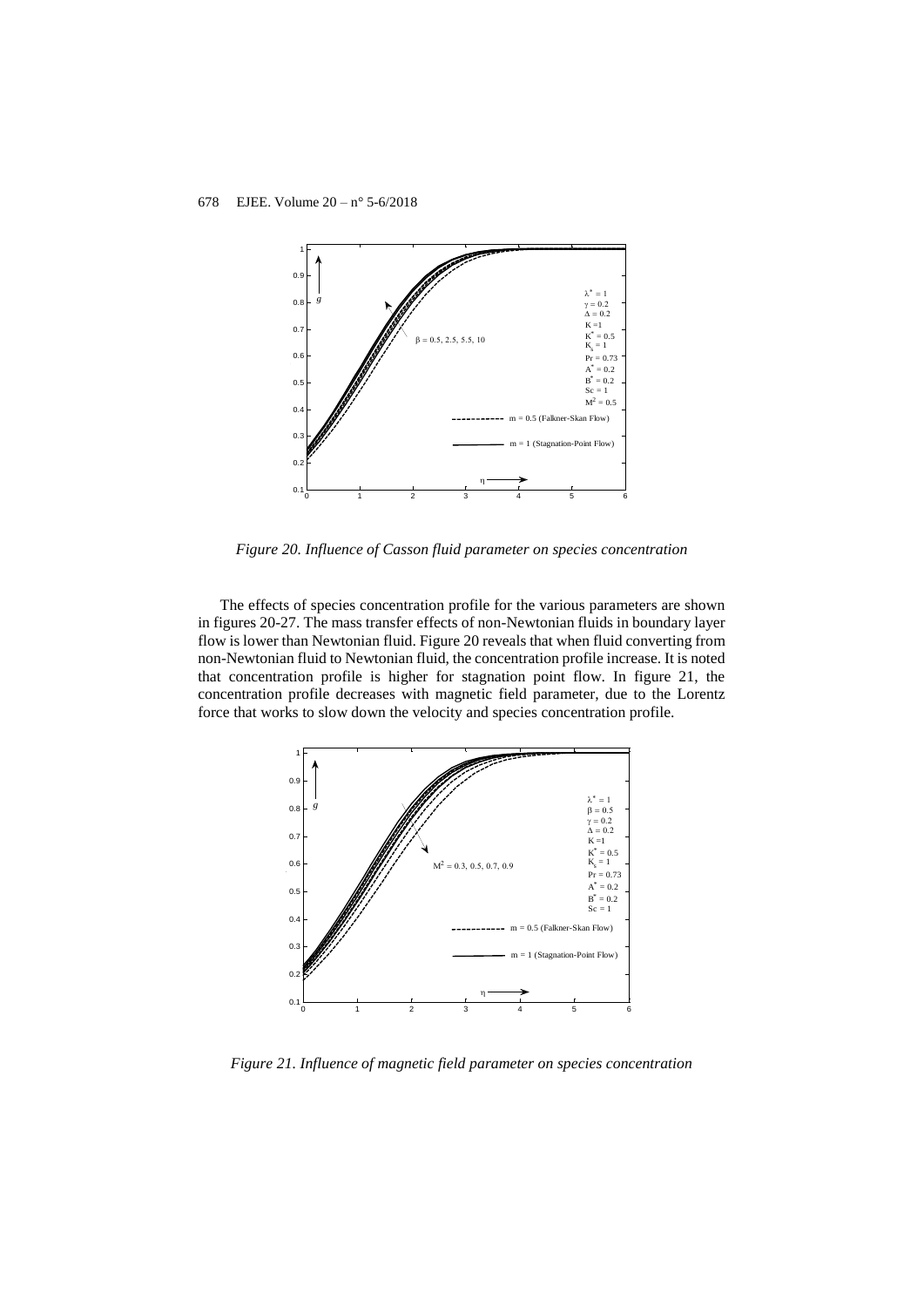*Figure 20. Influence of Casson fluid parameter on species concentration*

The effects of species concentration profile for the various parameters are shown in figures 20-27. The mass transfer effects of non-Newtonian fluids in boundary layer flow is lower than Newtonian fluid. Figure 20 reveals that when fluid converting from non-Newtonian fluid to Newtonian fluid, the concentration profile increase. It is noted that concentration profile is higher for stagnation point flow. In figure 21, the concentration profile decreases with magnetic field parameter, due to the Lorentz force that works to slow down the velocity and species concentration profile.

*Figure 21. Influence of magnetic field parameter on species concentration*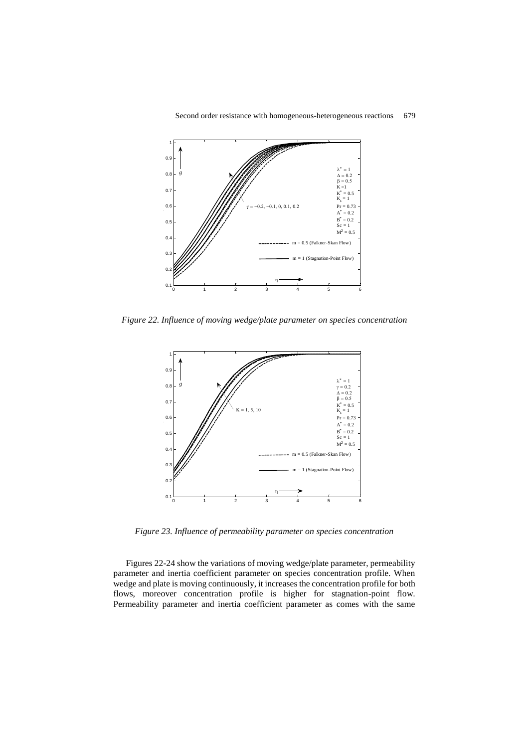*Figure 22. Influence of moving wedge/plate parameter on species concentration*

*Figure 23. Influence of permeability parameter on species concentration*

Figures 22-24 show the variations of moving wedge/plate parameter, permeability parameter and inertia coefficient parameter on species concentration profile. When wedge and plate is moving continuously, it increases the concentration profile for both flows, moreover concentration profile is higher for stagnation-point flow. Permeability parameter and inertia coefficient parameter as comes with the same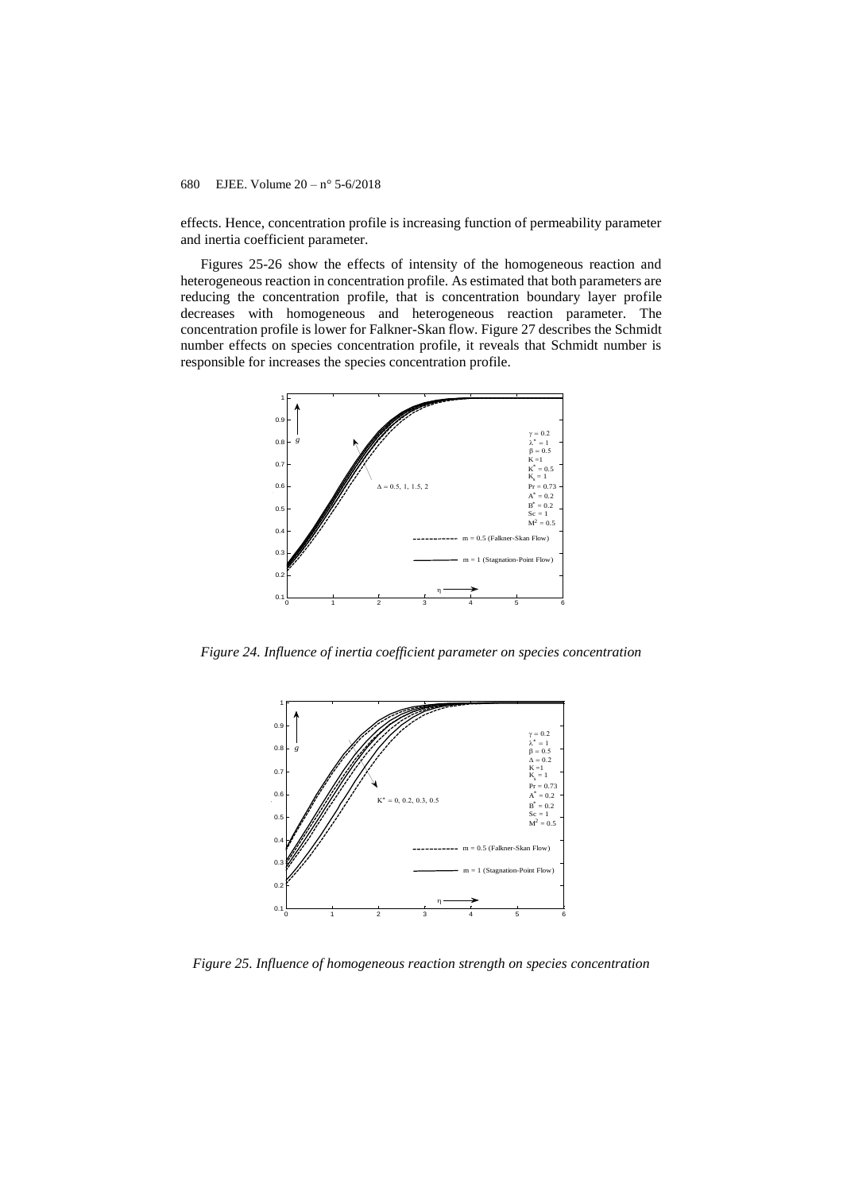effects. Hence, concentration profile is increasing function of permeability parameter and inertia coefficient parameter.

Figures 25-26 show the effects of intensity of the homogeneous reaction and heterogeneous reaction in concentration profile. As estimated that both parameters are reducing the concentration profile, that is concentration boundary layer profile decreases with homogeneous and heterogeneous reaction parameter. The concentration profile is lower for Falkner-Skan flow. Figure 27 describes the Schmidt number effects on species concentration profile, it reveals that Schmidt number is responsible for increases the species concentration profile.

*Figure 24. Influence of inertia coefficient parameter on species concentration*

*Figure 25. Influence of homogeneous reaction strength on species concentration*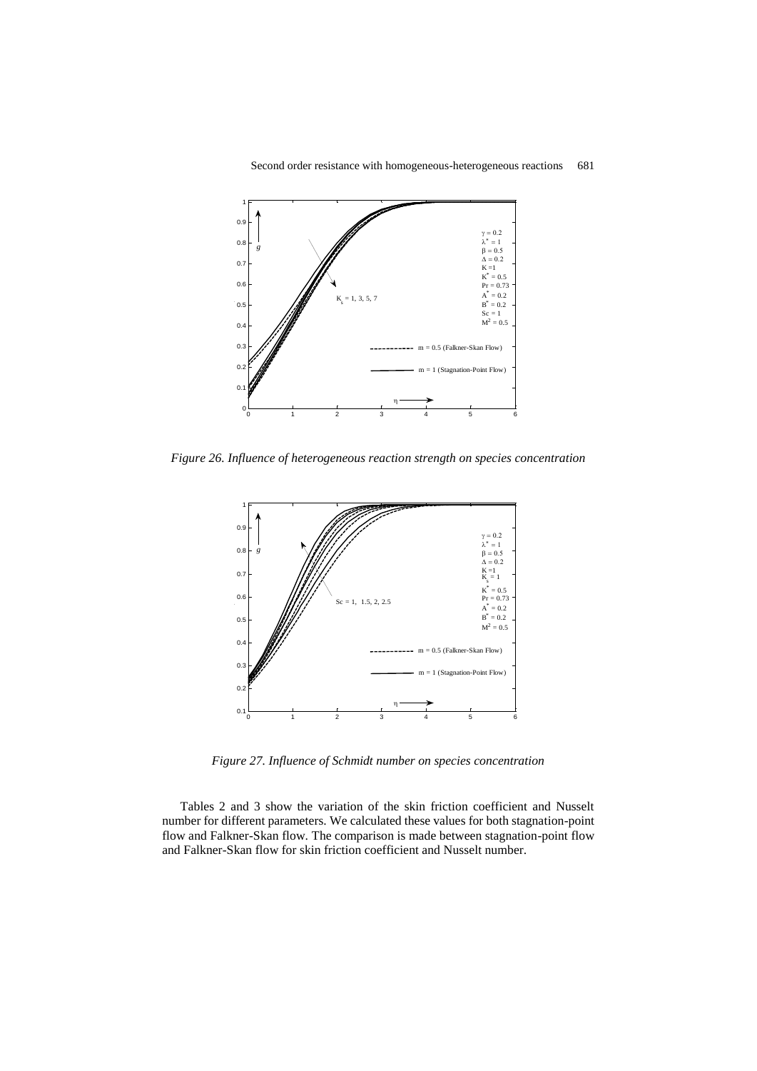*Figure 26. Influence of heterogeneous reaction strength on species concentration*

*Figure 27. Influence of Schmidt number on species concentration*

Tables 2 and 3 show the variation of the skin friction coefficient and Nusselt number for different parameters. We calculated these values for both stagnation-point flow and Falkner-Skan flow. The comparison is made between stagnation-point flow and Falkner-Skan flow for skin friction coefficient and Nusselt number.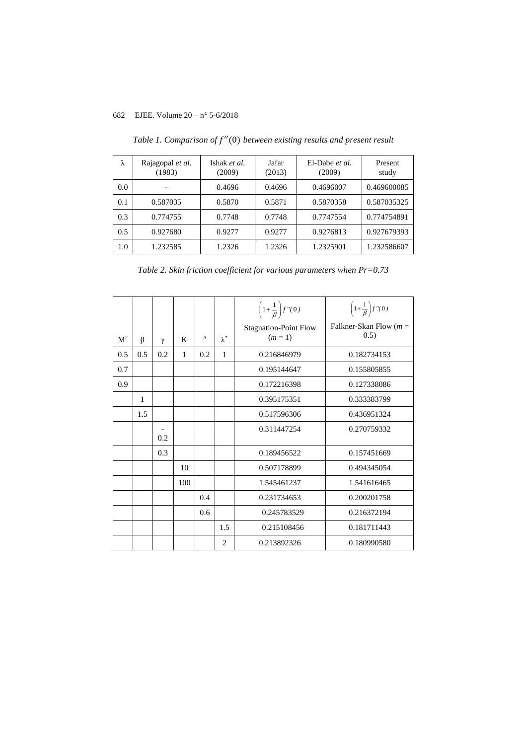*Table 1. Comparison of $f''(0)$ between existing results and present result*

| λ | Rajagopal *et al.* (1983) | Ishak *et al.* (2009) | Jafar (2013) | El-Dabe *et al.* (2009) | Present study |
|---|---|---|---|---|---|
| 0.0 | - | 0.4696 | 0.4696 | 0.4696007 | 0.469600085 |
| 0.1 | 0.587035 | 0.5870 | 0.5871 | 0.5870358 | 0.587035325 |
| 0.3 | 0.774755 | 0.7748 | 0.7748 | 0.7747554 | 0.774754891 |
| 0.5 | 0.927680 | 0.9277 | 0.9277 | 0.9276813 | 0.927679393 |
| 1.0 | 1.232585 | 1.2326 | 1.2326 | 1.2325901 | 1.232586607 |

*Table 2. Skin friction coefficient for various parameters when Pr=0.73*

| $M^2$ | β | γ | K | Δ | $\lambda^*$ | $\left(1+\frac{1}{\beta}\right)f''(0)$ Stagnation-Point Flow ($m = 1$) | $\left(1+\frac{1}{\beta}\right)f''(0)$ Falkner-Skan Flow ($m = 0.5$) |
|---|---|---|---|---|---|---|---|
| 0.5 | 0.5 | 0.2 | 1 | 0.2 | 1 | 0.216846979 | 0.182734153 |
| 0.7 | | | | | | 0.195144647 | 0.155805855 |
| 0.9 | | | | | | 0.172216398 | 0.127338086 |
| | 1 | | | | | 0.395175351 | 0.333383799 |
| | 1.5 | | | | | 0.517596306 | 0.436951324 |
| | | -0.2 | | | | 0.311447254 | 0.270759332 |
| | | 0.3 | | | | 0.189456522 | 0.157451669 |
| | | | 10 | | | 0.507178899 | 0.494345054 |
| | | | 100 | | | 1.545461237 | 1.541616465 |
| | | | | 0.4 | | 0.231734653 | 0.200201758 |
| | | | | 0.6 | | 0.245783529 | 0.216372194 |
| | | | | | 1.5 | 0.215108456 | 0.181711443 |
| | | | | | 2 | 0.213892326 | 0.180990580 |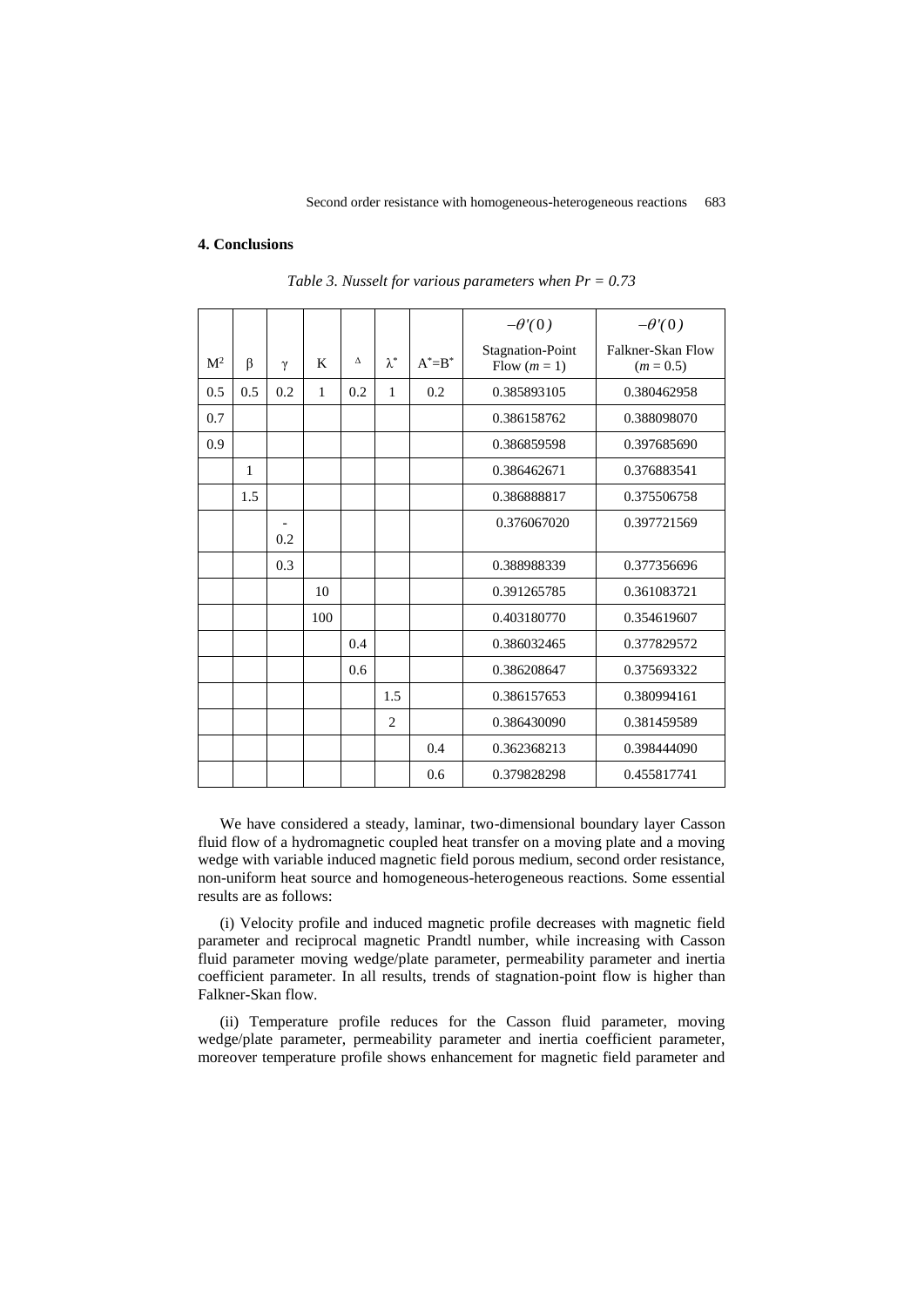## 4. Conclusions

*Table 3. Nusselt for various parameters when Pr = 0.73*

| $M^2$ | β | γ | K | Δ | $\lambda^*$ | $A^*=B^*$ | $-\theta'(0)$ Stagnation-Point Flow ($m = 1$) | $-\theta'(0)$ Falkner-Skan Flow ($m = 0.5$) |
|---|---|---|---|---|---|---|---|---|
| 0.5 | 0.5 | 0.2 | 1 | 0.2 | 1 | 0.2 | 0.385893105 | 0.380462958 |
| 0.7 | | | | | | | 0.386158762 | 0.388098070 |
| 0.9 | | | | | | | 0.386859598 | 0.397685690 |
| | 1 | | | | | | 0.386462671 | 0.376883541 |
| | 1.5 | | | | | | 0.386888817 | 0.375506758 |
| | | -0.2 | | | | | 0.376067020 | 0.397721569 |
| | | 0.3 | | | | | 0.388988339 | 0.377356696 |
| | | | 10 | | | | 0.391265785 | 0.361083721 |
| | | | 100 | | | | 0.403180770 | 0.354619607 |
| | | | | 0.4 | | | 0.386032465 | 0.377829572 |
| | | | | 0.6 | | | 0.386208647 | 0.375693322 |
| | | | | | 1.5 | | 0.386157653 | 0.380994161 |
| | | | | | 2 | | 0.386430090 | 0.381459589 |
| | | | | | | 0.4 | 0.362368213 | 0.398444090 |
| | | | | | | 0.6 | 0.379828298 | 0.455817741 |

We have considered a steady, laminar, two-dimensional boundary layer Casson fluid flow of a hydromagnetic coupled heat transfer on a moving plate and a moving wedge with variable induced magnetic field porous medium, second order resistance, non-uniform heat source and homogeneous-heterogeneous reactions. Some essential results are as follows:

(i) Velocity profile and induced magnetic profile decreases with magnetic field parameter and reciprocal magnetic Prandtl number, while increasing with Casson fluid parameter moving wedge/plate parameter, permeability parameter and inertia coefficient parameter. In all results, trends of stagnation-point flow is higher than Falkner-Skan flow.

(ii) Temperature profile reduces for the Casson fluid parameter, moving wedge/plate parameter, permeability parameter and inertia coefficient parameter, moreover temperature profile shows enhancement for magnetic field parameter and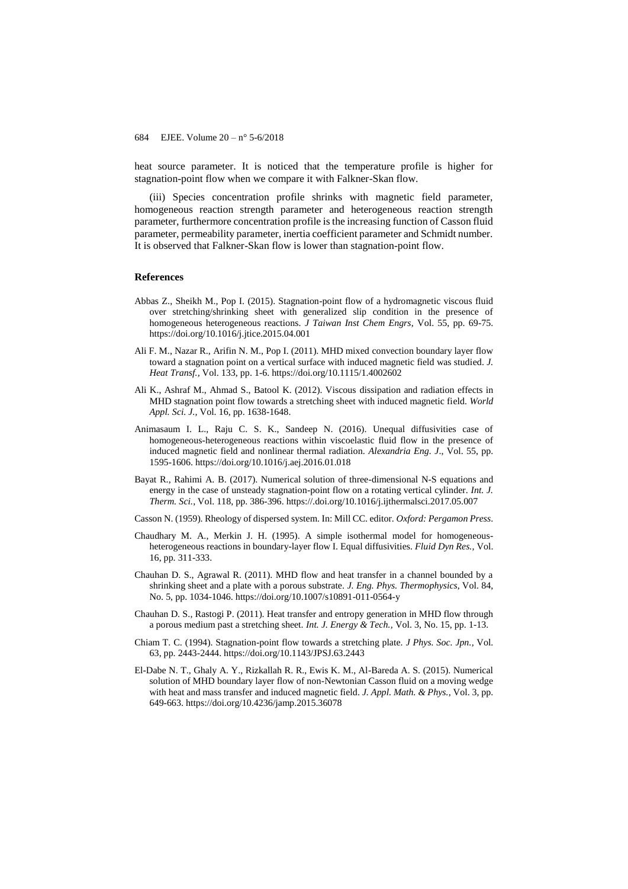heat source parameter. It is noticed that the temperature profile is higher for stagnation-point flow when we compare it with Falkner-Skan flow.

(iii) Species concentration profile shrinks with magnetic field parameter, homogeneous reaction strength parameter and heterogeneous reaction strength parameter, furthermore concentration profile is the increasing function of Casson fluid parameter, permeability parameter, inertia coefficient parameter and Schmidt number. It is observed that Falkner-Skan flow is lower than stagnation-point flow.

## References

Abbas Z., Sheikh M., Pop I. (2015). Stagnation-point flow of a hydromagnetic viscous fluid over stretching/shrinking sheet with generalized slip condition in the presence of homogeneous heterogeneous reactions. *J Taiwan Inst Chem Engrs*, Vol. 55, pp. 69-75. https://doi.org/10.1016/j.jtice.2015.04.001

Ali F. M., Nazar R., Arifin N. M., Pop I. (2011). MHD mixed convection boundary layer flow toward a stagnation point on a vertical surface with induced magnetic field was studied. *J. Heat Transf.*, Vol. 133, pp. 1-6. https://doi.org/10.1115/1.4002602

Ali K., Ashraf M., Ahmad S., Batool K. (2012). Viscous dissipation and radiation effects in MHD stagnation point flow towards a stretching sheet with induced magnetic field. *World Appl. Sci. J.*, Vol. 16, pp. 1638-1648.

Animasaum I. L., Raju C. S. K., Sandeep N. (2016). Unequal diffusivities case of homogeneous-heterogeneous reactions within viscoelastic fluid flow in the presence of induced magnetic field and nonlinear thermal radiation. *Alexandria Eng. J.*, Vol. 55, pp. 1595-1606. https://doi.org/10.1016/j.aej.2016.01.018

Bayat R., Rahimi A. B. (2017). Numerical solution of three-dimensional N-S equations and energy in the case of unsteady stagnation-point flow on a rotating vertical cylinder. *Int. J. Therm. Sci.*, Vol. 118, pp. 386-396. https://.doi.org/10.1016/j.ijthermalsci.2017.05.007

Casson N. (1959). Rheology of dispersed system. In: Mill CC. editor. *Oxford: Pergamon Press*.

Chaudhary M. A., Merkin J. H. (1995). A simple isothermal model for homogeneous-heterogeneous reactions in boundary-layer flow I. Equal diffusivities. *Fluid Dyn Res.*, Vol. 16, pp. 311-333.

Chauhan D. S., Agrawal R. (2011). MHD flow and heat transfer in a channel bounded by a shrinking sheet and a plate with a porous substrate. *J. Eng. Phys. Thermophysics*, Vol. 84, No. 5, pp. 1034-1046. https://doi.org/10.1007/s10891-011-0564-y

Chauhan D. S., Rastogi P. (2011). Heat transfer and entropy generation in MHD flow through a porous medium past a stretching sheet. *Int. J. Energy & Tech.*, Vol. 3, No. 15, pp. 1-13.

Chiam T. C. (1994). Stagnation-point flow towards a stretching plate. *J Phys. Soc. Jpn.*, Vol. 63, pp. 2443-2444. https://doi.org/10.1143/JPSJ.63.2443

El-Dabe N. T., Ghaly A. Y., Rizkallah R. R., Ewis K. M., Al-Bareda A. S. (2015). Numerical solution of MHD boundary layer flow of non-Newtonian Casson fluid on a moving wedge with heat and mass transfer and induced magnetic field. *J. Appl. Math. & Phys.*, Vol. 3, pp. 649-663. https://doi.org/10.4236/jamp.2015.36078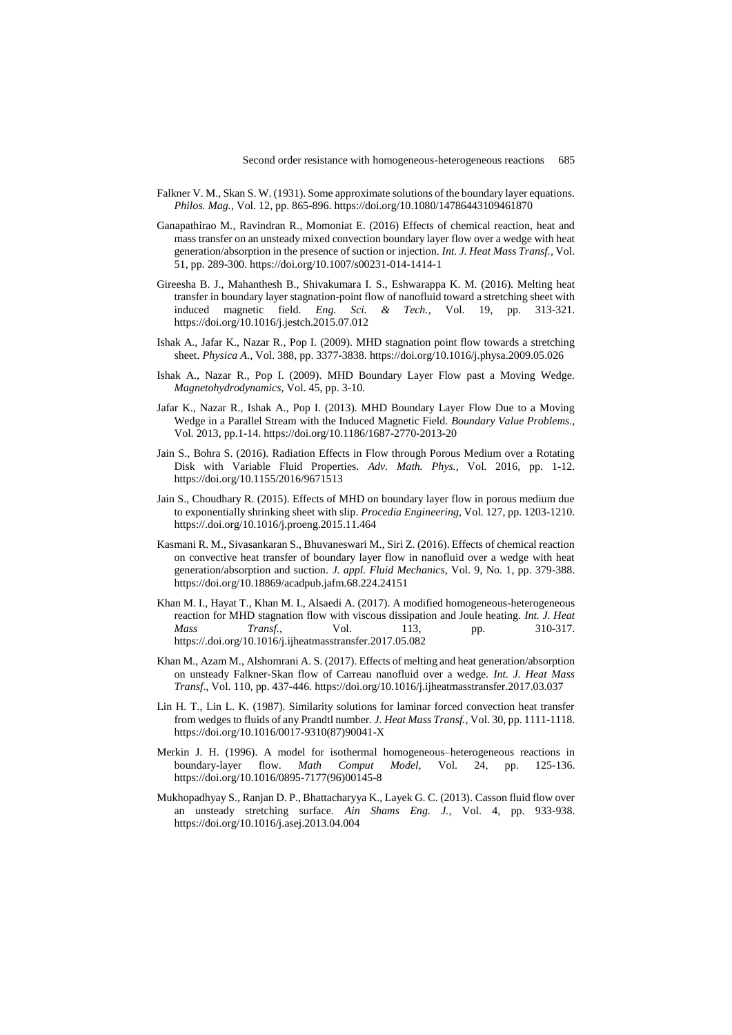Falkner V. M., Skan S. W. (1931). Some approximate solutions of the boundary layer equations. *Philos. Mag.*, Vol. 12, pp. 865-896. https://doi.org/10.1080/14786443109461870

Ganapathirao M., Ravindran R., Momoniat E. (2016) Effects of chemical reaction, heat and mass transfer on an unsteady mixed convection boundary layer flow over a wedge with heat generation/absorption in the presence of suction or injection. *Int. J. Heat Mass Transf.*, Vol. 51, pp. 289-300. https://doi.org/10.1007/s00231-014-1414-1

Gireesha B. J., Mahanthesh B., Shivakumara I. S., Eshwarappa K. M. (2016). Melting heat transfer in boundary layer stagnation-point flow of nanofluid toward a stretching sheet with induced magnetic field. *Eng. Sci. & Tech.*, Vol. 19, pp. 313-321. https://doi.org/10.1016/j.jestch.2015.07.012

Ishak A., Jafar K., Nazar R., Pop I. (2009). MHD stagnation point flow towards a stretching sheet. *Physica A.*, Vol. 388, pp. 3377-3838. https://doi.org/10.1016/j.physa.2009.05.026

Ishak A., Nazar R., Pop I. (2009). MHD Boundary Layer Flow past a Moving Wedge. *Magnetohydrodynamics*, Vol. 45, pp. 3-10.

Jafar K., Nazar R., Ishak A., Pop I. (2013). MHD Boundary Layer Flow Due to a Moving Wedge in a Parallel Stream with the Induced Magnetic Field. *Boundary Value Problems.*, Vol. 2013, pp.1-14. https://doi.org/10.1186/1687-2770-2013-20

Jain S., Bohra S. (2016). Radiation Effects in Flow through Porous Medium over a Rotating Disk with Variable Fluid Properties. *Adv. Math. Phys.*, Vol. 2016, pp. 1-12. https://doi.org/10.1155/2016/9671513

Jain S., Choudhary R. (2015). Effects of MHD on boundary layer flow in porous medium due to exponentially shrinking sheet with slip. *Procedia Engineering*, Vol. 127, pp. 1203-1210. https://.doi.org/10.1016/j.proeng.2015.11.464

Kasmani R. M., Sivasankaran S., Bhuvaneswari M., Siri Z. (2016). Effects of chemical reaction on convective heat transfer of boundary layer flow in nanofluid over a wedge with heat generation/absorption and suction. *J. appl. Fluid Mechanics*, Vol. 9, No. 1, pp. 379-388. https://doi.org/10.18869/acadpub.jafm.68.224.24151

Khan M. I., Hayat T., Khan M. I., Alsaedi A. (2017). A modified homogeneous-heterogeneous reaction for MHD stagnation flow with viscous dissipation and Joule heating. *Int. J. Heat Mass Transf.*, Vol. 113, pp. 310-317. https://.doi.org/10.1016/j.ijheatmasstransfer.2017.05.082

Khan M., Azam M., Alshomrani A. S. (2017). Effects of melting and heat generation/absorption on unsteady Falkner-Skan flow of Carreau nanofluid over a wedge. *Int. J. Heat Mass Transf.*, Vol. 110, pp. 437-446. https://doi.org/10.1016/j.ijheatmasstransfer.2017.03.037

Lin H. T., Lin L. K. (1987). Similarity solutions for laminar forced convection heat transfer from wedges to fluids of any Prandtl number. *J. Heat Mass Transf.*, Vol. 30, pp. 1111-1118. https://doi.org/10.1016/0017-9310(87)90041-X

Merkin J. H. (1996). A model for isothermal homogeneous–heterogeneous reactions in boundary-layer flow. *Math Comput Model*, Vol. 24, pp. 125-136. https://doi.org/10.1016/0895-7177(96)00145-8

Mukhopadhyay S., Ranjan D. P., Bhattacharyya K., Layek G. C. (2013). Casson fluid flow over an unsteady stretching surface. *Ain Shams Eng. J.*, Vol. 4, pp. 933-938. https://doi.org/10.1016/j.asej.2013.04.004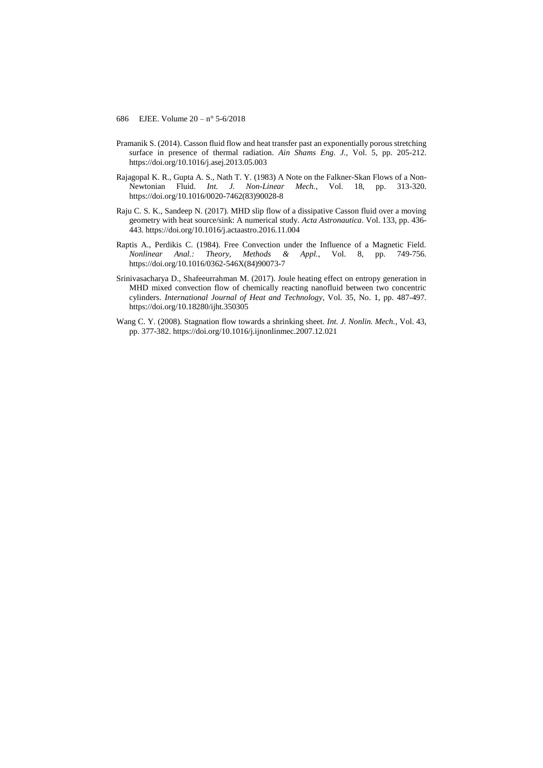Pramanik S. (2014). Casson fluid flow and heat transfer past an exponentially porous stretching surface in presence of thermal radiation. *Ain Shams Eng. J.*, Vol. 5, pp. 205-212. https://doi.org/10.1016/j.asej.2013.05.003

Rajagopal K. R., Gupta A. S., Nath T. Y. (1983) A Note on the Falkner-Skan Flows of a Non-Newtonian Fluid. *Int. J. Non-Linear Mech.*, Vol. 18, pp. 313-320. https://doi.org/10.1016/0020-7462(83)90028-8

Raju C. S. K., Sandeep N. (2017). MHD slip flow of a dissipative Casson fluid over a moving geometry with heat source/sink: A numerical study. *Acta Astronautica*. Vol. 133, pp. 436-443. https://doi.org/10.1016/j.actaastro.2016.11.004

Raptis A., Perdikis C. (1984). Free Convection under the Influence of a Magnetic Field. *Nonlinear Anal.: Theory, Methods & Appl.*, Vol. 8, pp. 749-756. https://doi.org/10.1016/0362-546X(84)90073-7

Srinivasacharya D., Shafeeurrahman M. (2017). Joule heating effect on entropy generation in MHD mixed convection flow of chemically reacting nanofluid between two concentric cylinders. *International Journal of Heat and Technology*, Vol. 35, No. 1, pp. 487-497. https://doi.org/10.18280/ijht.350305

Wang C. Y. (2008). Stagnation flow towards a shrinking sheet. *Int. J. Nonlin. Mech.*, Vol. 43, pp. 377-382. https://doi.org/10.1016/j.ijnonlinmec.2007.12.021